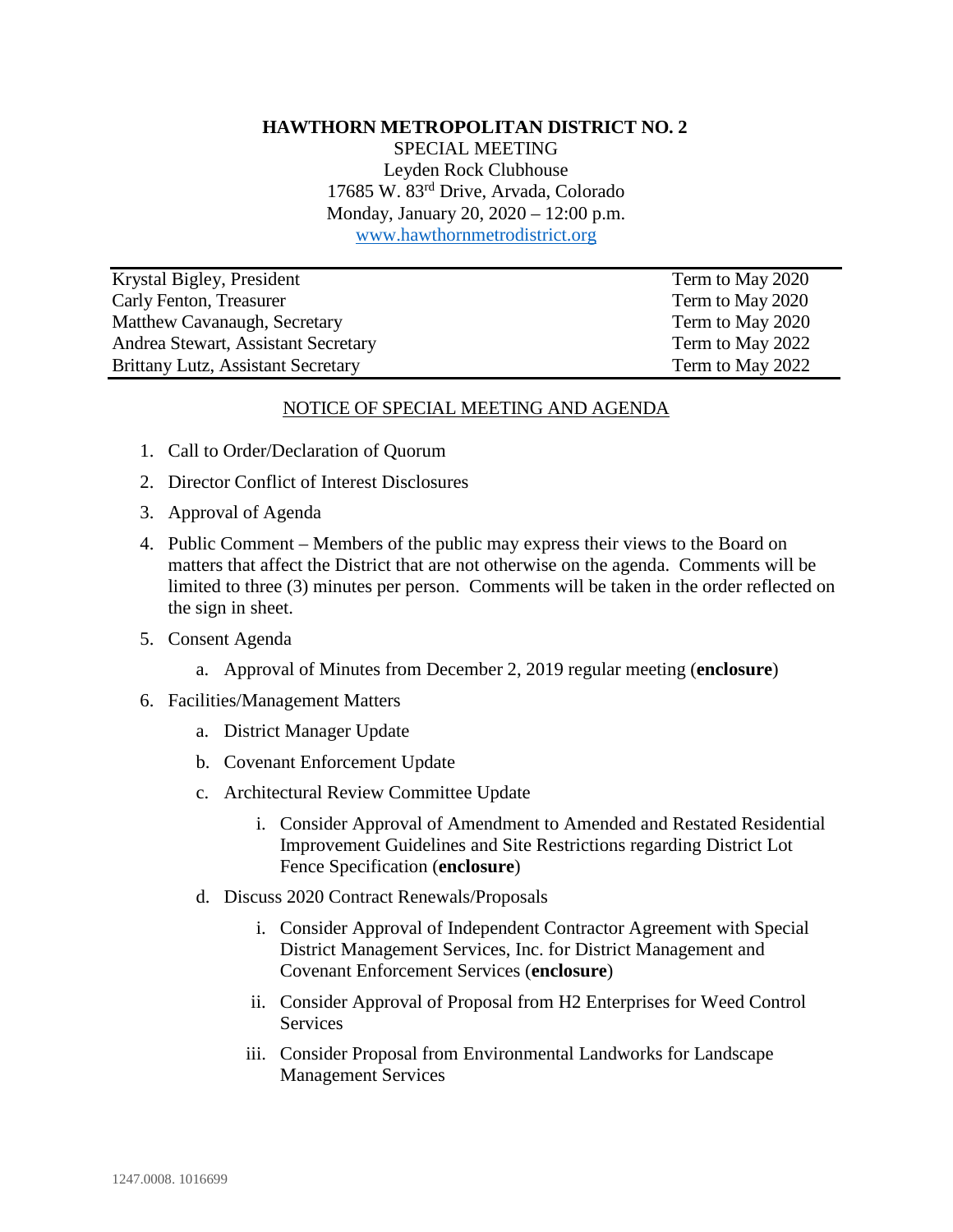**HAWTHORN METROPOLITAN DISTRICT NO. 2**

SPECIAL MEETING
Leyden Rock Clubhouse
17685 W. 83rd Drive, Arvada, Colorado
Monday, January 20, 2020 – 12:00 p.m.
www.hawthornmetrodistrict.org

| | |
|---|---|
| Krystal Bigley, President | Term to May 2020 |
| Carly Fenton, Treasurer | Term to May 2020 |
| Matthew Cavanaugh, Secretary | Term to May 2020 |
| Andrea Stewart, Assistant Secretary | Term to May 2022 |
| Brittany Lutz, Assistant Secretary | Term to May 2022 |

NOTICE OF SPECIAL MEETING AND AGENDA

1. Call to Order/Declaration of Quorum
2. Director Conflict of Interest Disclosures
3. Approval of Agenda
4. Public Comment – Members of the public may express their views to the Board on matters that affect the District that are not otherwise on the agenda. Comments will be limited to three (3) minutes per person. Comments will be taken in the order reflected on the sign in sheet.
5. Consent Agenda
    a. Approval of Minutes from December 2, 2019 regular meeting (**enclosure**)
6. Facilities/Management Matters
    a. District Manager Update
    b. Covenant Enforcement Update
    c. Architectural Review Committee Update
        i. Consider Approval of Amendment to Amended and Restated Residential Improvement Guidelines and Site Restrictions regarding District Lot Fence Specification (**enclosure**)
    d. Discuss 2020 Contract Renewals/Proposals
        i. Consider Approval of Independent Contractor Agreement with Special District Management Services, Inc. for District Management and Covenant Enforcement Services (**enclosure**)
        ii. Consider Approval of Proposal from H2 Enterprises for Weed Control Services
        iii. Consider Proposal from Environmental Landworks for Landscape Management Services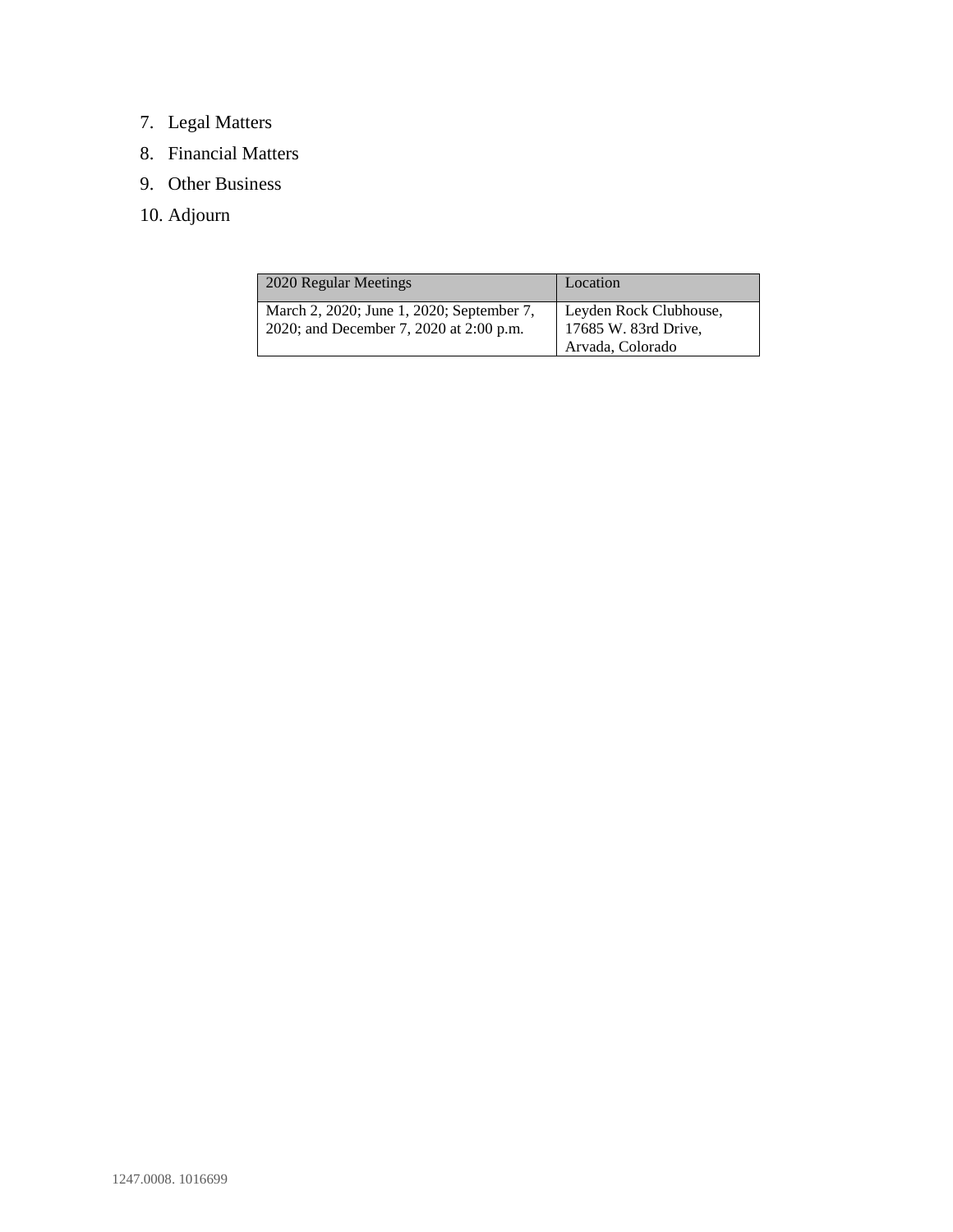7. Legal Matters
8. Financial Matters
9. Other Business
10. Adjourn

| 2020 Regular Meetings | Location |
|---|---|
| March 2, 2020; June 1, 2020; September 7, 2020; and December 7, 2020 at 2:00 p.m. | Leyden Rock Clubhouse, 17685 W. 83rd Drive, Arvada, Colorado |

1247.0008. 1016699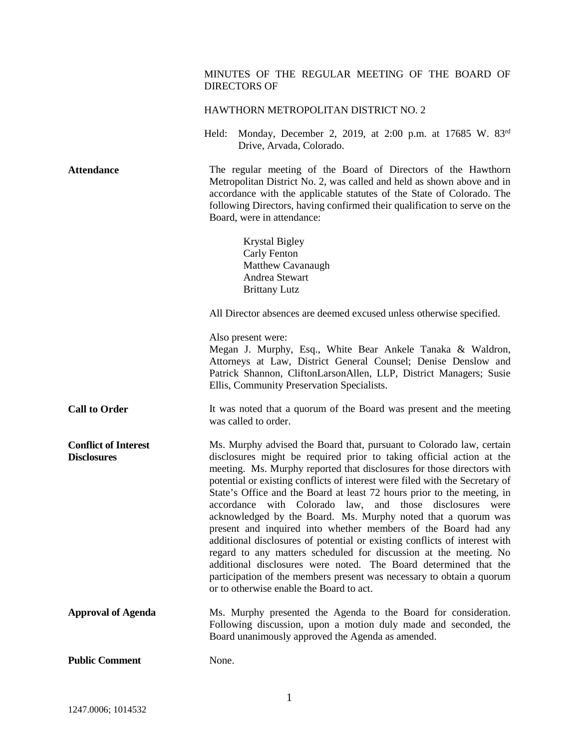MINUTES OF THE REGULAR MEETING OF THE BOARD OF DIRECTORS OF

HAWTHORN METROPOLITAN DISTRICT NO. 2

Held: Monday, December 2, 2019, at 2:00 p.m. at 17685 W. 83rd Drive, Arvada, Colorado.

**Attendance**

The regular meeting of the Board of Directors of the Hawthorn Metropolitan District No. 2, was called and held as shown above and in accordance with the applicable statutes of the State of Colorado. The following Directors, having confirmed their qualification to serve on the Board, were in attendance:

Krystal Bigley
Carly Fenton
Matthew Cavanaugh
Andrea Stewart
Brittany Lutz

All Director absences are deemed excused unless otherwise specified.

Also present were:
Megan J. Murphy, Esq., White Bear Ankele Tanaka & Waldron, Attorneys at Law, District General Counsel; Denise Denslow and Patrick Shannon, CliftonLarsonAllen, LLP, District Managers; Susie Ellis, Community Preservation Specialists.

**Call to Order**

It was noted that a quorum of the Board was present and the meeting was called to order.

**Conflict of Interest Disclosures**

Ms. Murphy advised the Board that, pursuant to Colorado law, certain disclosures might be required prior to taking official action at the meeting. Ms. Murphy reported that disclosures for those directors with potential or existing conflicts of interest were filed with the Secretary of State's Office and the Board at least 72 hours prior to the meeting, in accordance with Colorado law, and those disclosures were acknowledged by the Board. Ms. Murphy noted that a quorum was present and inquired into whether members of the Board had any additional disclosures of potential or existing conflicts of interest with regard to any matters scheduled for discussion at the meeting. No additional disclosures were noted. The Board determined that the participation of the members present was necessary to obtain a quorum or to otherwise enable the Board to act.

**Approval of Agenda**

Ms. Murphy presented the Agenda to the Board for consideration. Following discussion, upon a motion duly made and seconded, the Board unanimously approved the Agenda as amended.

**Public Comment**

None.

1247.0006; 1014532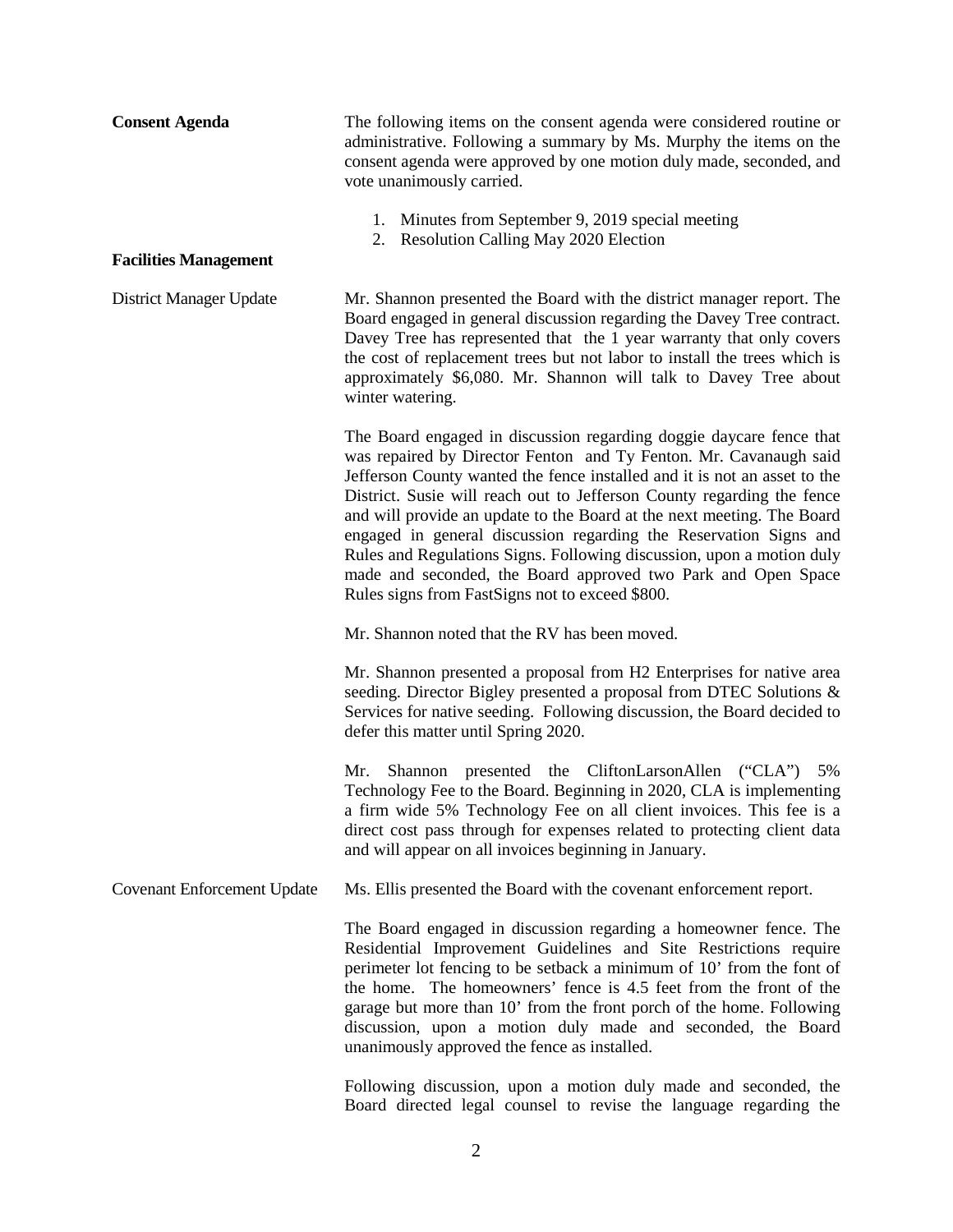**Consent Agenda**

The following items on the consent agenda were considered routine or administrative. Following a summary by Ms. Murphy the items on the consent agenda were approved by one motion duly made, seconded, and vote unanimously carried.

1. Minutes from September 9, 2019 special meeting
2. Resolution Calling May 2020 Election

**Facilities Management**

District Manager Update

Mr. Shannon presented the Board with the district manager report. The Board engaged in general discussion regarding the Davey Tree contract. Davey Tree has represented that the 1 year warranty that only covers the cost of replacement trees but not labor to install the trees which is approximately $6,080. Mr. Shannon will talk to Davey Tree about winter watering.

The Board engaged in discussion regarding doggie daycare fence that was repaired by Director Fenton and Ty Fenton. Mr. Cavanaugh said Jefferson County wanted the fence installed and it is not an asset to the District. Susie will reach out to Jefferson County regarding the fence and will provide an update to the Board at the next meeting. The Board engaged in general discussion regarding the Reservation Signs and Rules and Regulations Signs. Following discussion, upon a motion duly made and seconded, the Board approved two Park and Open Space Rules signs from FastSigns not to exceed $800.

Mr. Shannon noted that the RV has been moved.

Mr. Shannon presented a proposal from H2 Enterprises for native area seeding. Director Bigley presented a proposal from DTEC Solutions & Services for native seeding. Following discussion, the Board decided to defer this matter until Spring 2020.

Mr. Shannon presented the CliftonLarsonAllen ("CLA") 5% Technology Fee to the Board. Beginning in 2020, CLA is implementing a firm wide 5% Technology Fee on all client invoices. This fee is a direct cost pass through for expenses related to protecting client data and will appear on all invoices beginning in January.

Covenant Enforcement Update

Ms. Ellis presented the Board with the covenant enforcement report.

The Board engaged in discussion regarding a homeowner fence. The Residential Improvement Guidelines and Site Restrictions require perimeter lot fencing to be setback a minimum of 10' from the font of the home. The homeowners' fence is 4.5 feet from the front of the garage but more than 10' from the front porch of the home. Following discussion, upon a motion duly made and seconded, the Board unanimously approved the fence as installed.

Following discussion, upon a motion duly made and seconded, the Board directed legal counsel to revise the language regarding the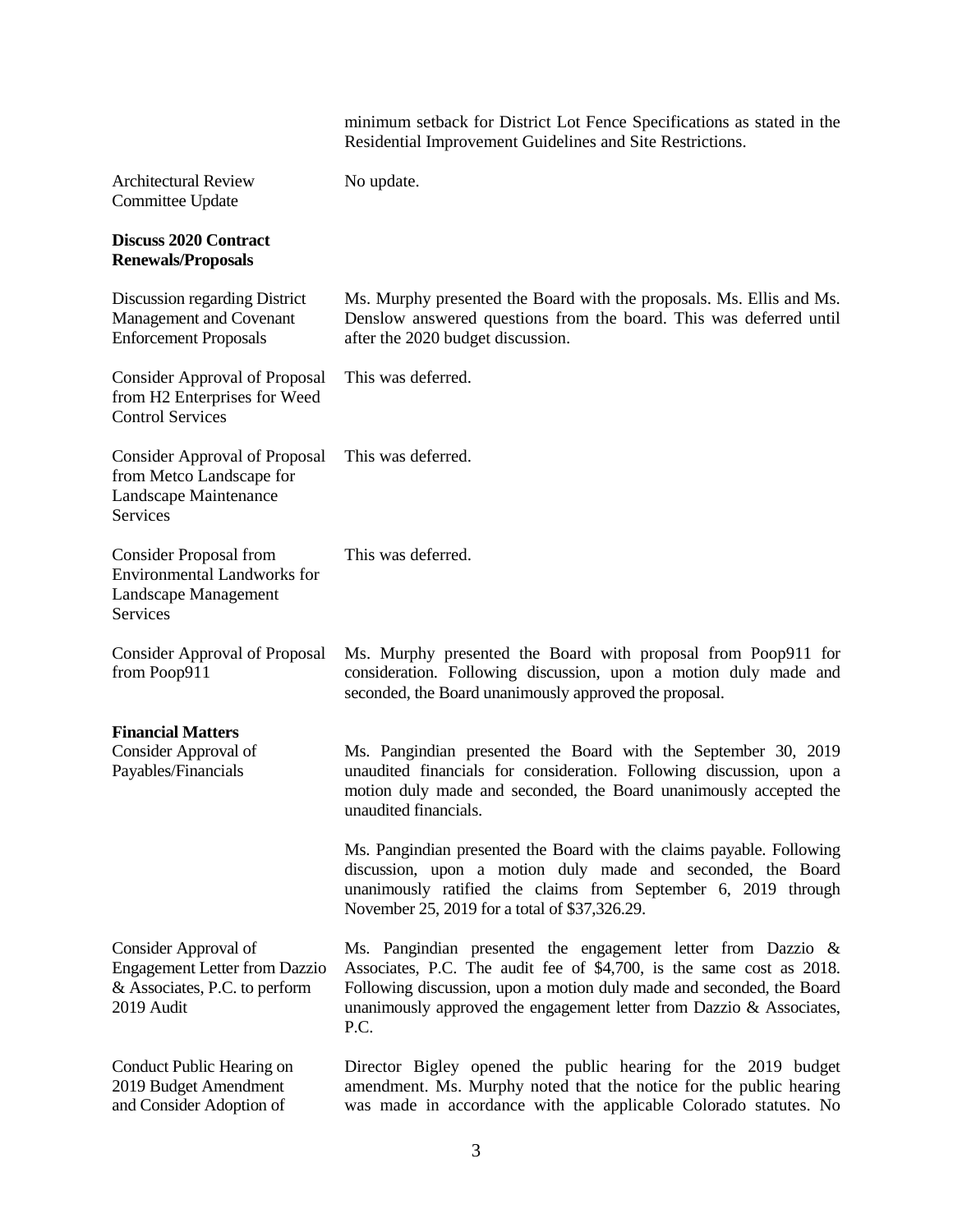minimum setback for District Lot Fence Specifications as stated in the Residential Improvement Guidelines and Site Restrictions.

| | |
|---|---|
| Architectural Review Committee Update | No update. |
| **Discuss 2020 Contract Renewals/Proposals** | |
| Discussion regarding District Management and Covenant Enforcement Proposals | Ms. Murphy presented the Board with the proposals. Ms. Ellis and Ms. Denslow answered questions from the board. This was deferred until after the 2020 budget discussion. |
| Consider Approval of Proposal from H2 Enterprises for Weed Control Services | This was deferred. |
| Consider Approval of Proposal from Metco Landscape for Landscape Maintenance Services | This was deferred. |
| Consider Proposal from Environmental Landworks for Landscape Management Services | This was deferred. |
| Consider Approval of Proposal from Poop911 | Ms. Murphy presented the Board with proposal from Poop911 for consideration. Following discussion, upon a motion duly made and seconded, the Board unanimously approved the proposal. |
| **Financial Matters** | |
| Consider Approval of Payables/Financials | Ms. Pangindian presented the Board with the September 30, 2019 unaudited financials for consideration. Following discussion, upon a motion duly made and seconded, the Board unanimously accepted the unaudited financials.<br><br>Ms. Pangindian presented the Board with the claims payable. Following discussion, upon a motion duly made and seconded, the Board unanimously ratified the claims from September 6, 2019 through November 25, 2019 for a total of $37,326.29. |
| Consider Approval of Engagement Letter from Dazzio & Associates, P.C. to perform 2019 Audit | Ms. Pangindian presented the engagement letter from Dazzio & Associates, P.C. The audit fee of $4,700, is the same cost as 2018. Following discussion, upon a motion duly made and seconded, the Board unanimously approved the engagement letter from Dazzio & Associates, P.C. |
| Conduct Public Hearing on 2019 Budget Amendment and Consider Adoption of | Director Bigley opened the public hearing for the 2019 budget amendment. Ms. Murphy noted that the notice for the public hearing was made in accordance with the applicable Colorado statutes. No |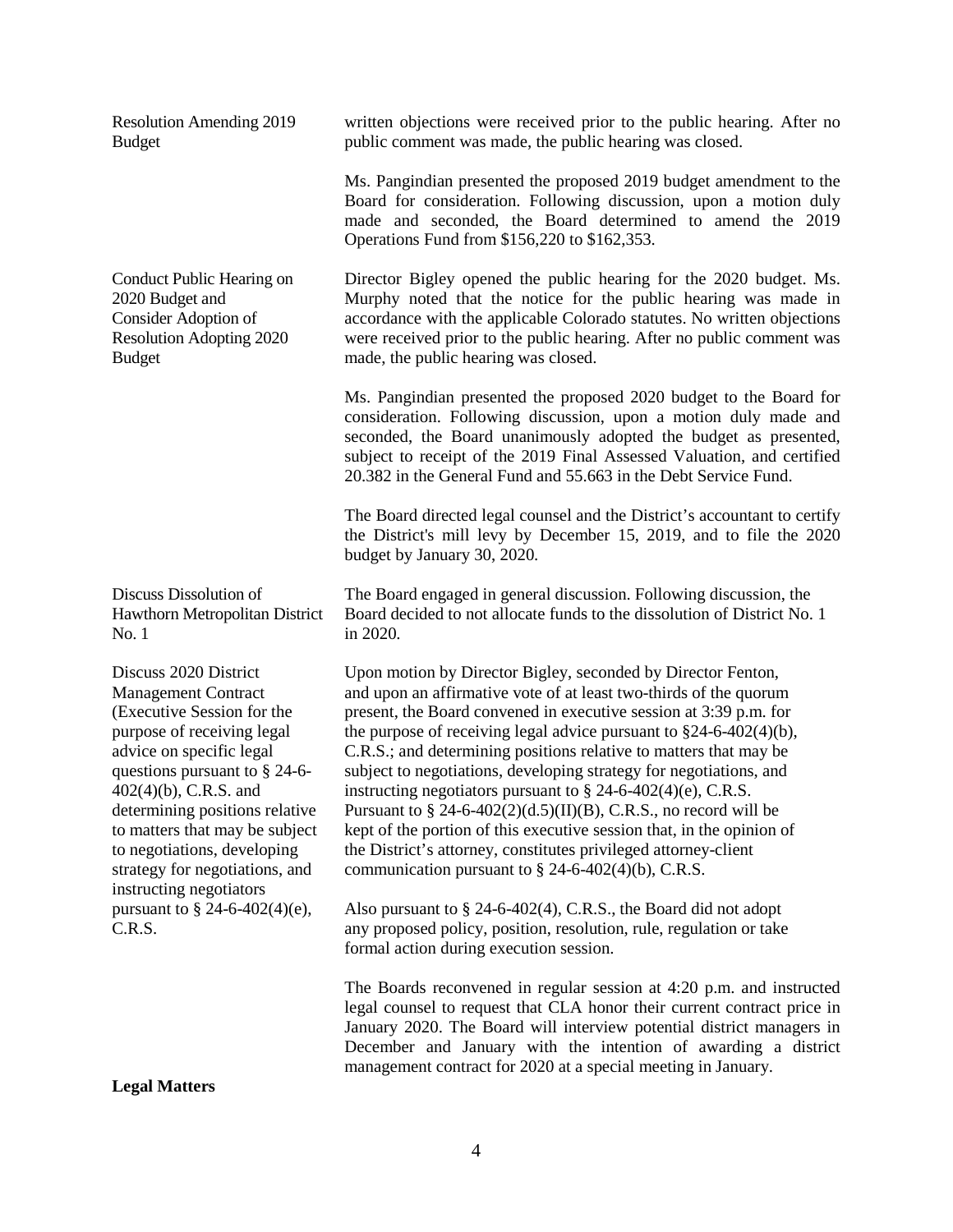| | |
|---|---|
| Resolution Amending 2019 Budget | written objections were received prior to the public hearing. After no public comment was made, the public hearing was closed.<br><br>Ms. Pangindian presented the proposed 2019 budget amendment to the Board for consideration. Following discussion, upon a motion duly made and seconded, the Board determined to amend the 2019 Operations Fund from $156,220 to $162,353. |
| Conduct Public Hearing on 2020 Budget and Consider Adoption of Resolution Adopting 2020 Budget | Director Bigley opened the public hearing for the 2020 budget. Ms. Murphy noted that the notice for the public hearing was made in accordance with the applicable Colorado statutes. No written objections were received prior to the public hearing. After no public comment was made, the public hearing was closed.<br><br>Ms. Pangindian presented the proposed 2020 budget to the Board for consideration. Following discussion, upon a motion duly made and seconded, the Board unanimously adopted the budget as presented, subject to receipt of the 2019 Final Assessed Valuation, and certified 20.382 in the General Fund and 55.663 in the Debt Service Fund.<br><br>The Board directed legal counsel and the District's accountant to certify the District's mill levy by December 15, 2019, and to file the 2020 budget by January 30, 2020. |
| Discuss Dissolution of Hawthorn Metropolitan District No. 1 | The Board engaged in general discussion. Following discussion, the Board decided to not allocate funds to the dissolution of District No. 1 in 2020. |
| Discuss 2020 District Management Contract (Executive Session for the purpose of receiving legal advice on specific legal questions pursuant to § 24-6-402(4)(b), C.R.S. and determining positions relative to matters that may be subject to negotiations, developing strategy for negotiations, and instructing negotiators pursuant to § 24-6-402(4)(e), C.R.S. | Upon motion by Director Bigley, seconded by Director Fenton, and upon an affirmative vote of at least two-thirds of the quorum present, the Board convened in executive session at 3:39 p.m. for the purpose of receiving legal advice pursuant to §24-6-402(4)(b), C.R.S.; and determining positions relative to matters that may be subject to negotiations, developing strategy for negotiations, and instructing negotiators pursuant to § 24-6-402(4)(e), C.R.S. Pursuant to § 24-6-402(2)(d.5)(II)(B), C.R.S., no record will be kept of the portion of this executive session that, in the opinion of the District's attorney, constitutes privileged attorney-client communication pursuant to § 24-6-402(4)(b), C.R.S.<br><br>Also pursuant to § 24-6-402(4), C.R.S., the Board did not adopt any proposed policy, position, resolution, rule, regulation or take formal action during execution session.<br><br>The Boards reconvened in regular session at 4:20 p.m. and instructed legal counsel to request that CLA honor their current contract price in January 2020. The Board will interview potential district managers in December and January with the intention of awarding a district management contract for 2020 at a special meeting in January. |

**Legal Matters**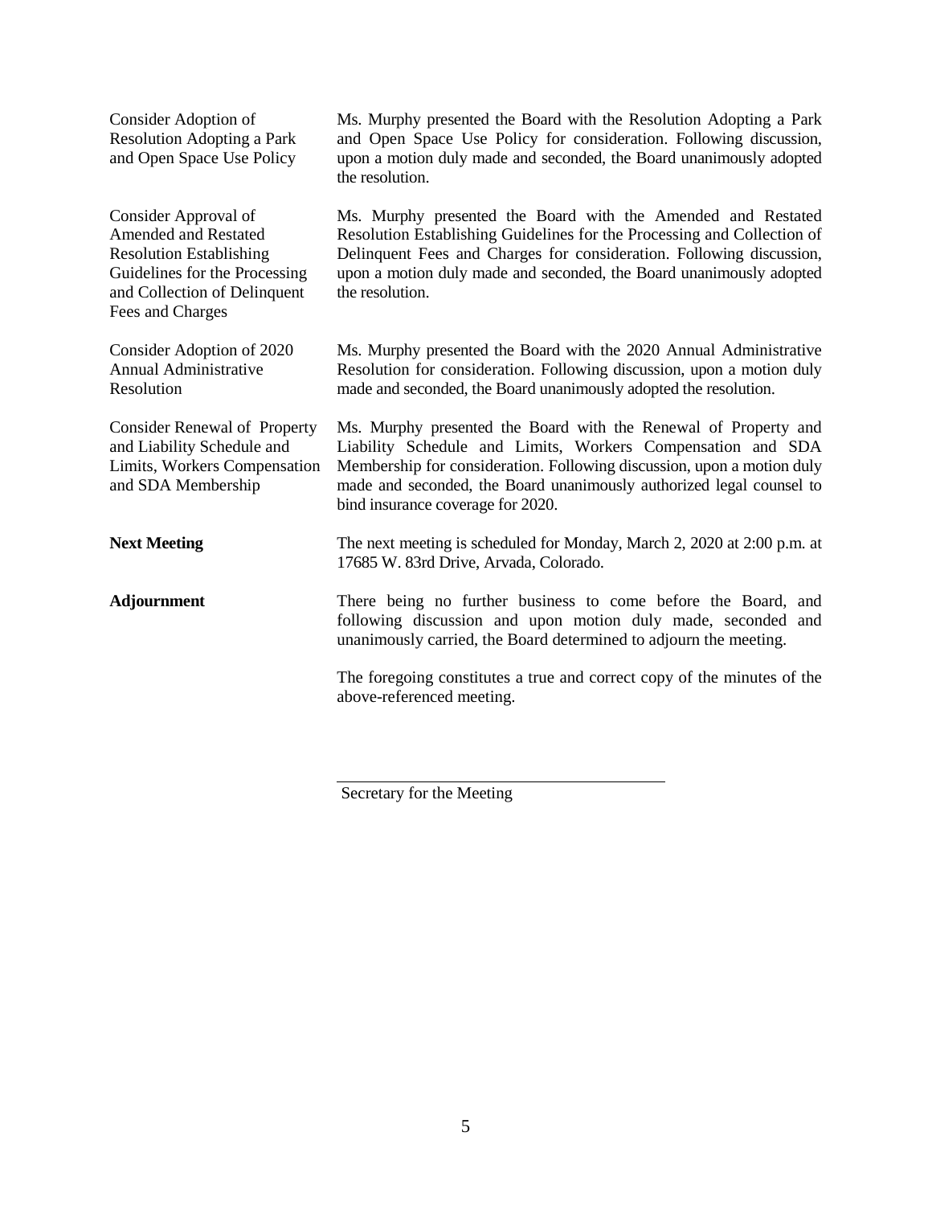| | |
|---|---|
| Consider Adoption of Resolution Adopting a Park and Open Space Use Policy | Ms. Murphy presented the Board with the Resolution Adopting a Park and Open Space Use Policy for consideration. Following discussion, upon a motion duly made and seconded, the Board unanimously adopted the resolution. |
| Consider Approval of Amended and Restated Resolution Establishing Guidelines for the Processing and Collection of Delinquent Fees and Charges | Ms. Murphy presented the Board with the Amended and Restated Resolution Establishing Guidelines for the Processing and Collection of Delinquent Fees and Charges for consideration. Following discussion, upon a motion duly made and seconded, the Board unanimously adopted the resolution. |
| Consider Adoption of 2020 Annual Administrative Resolution | Ms. Murphy presented the Board with the 2020 Annual Administrative Resolution for consideration. Following discussion, upon a motion duly made and seconded, the Board unanimously adopted the resolution. |
| Consider Renewal of Property and Liability Schedule and Limits, Workers Compensation and SDA Membership | Ms. Murphy presented the Board with the Renewal of Property and Liability Schedule and Limits, Workers Compensation and SDA Membership for consideration. Following discussion, upon a motion duly made and seconded, the Board unanimously authorized legal counsel to bind insurance coverage for 2020. |
| **Next Meeting** | The next meeting is scheduled for Monday, March 2, 2020 at 2:00 p.m. at 17685 W. 83rd Drive, Arvada, Colorado. |
| **Adjournment** | There being no further business to come before the Board, and following discussion and upon motion duly made, seconded and unanimously carried, the Board determined to adjourn the meeting. |

The foregoing constitutes a true and correct copy of the minutes of the above-referenced meeting.

______________________________
Secretary for the Meeting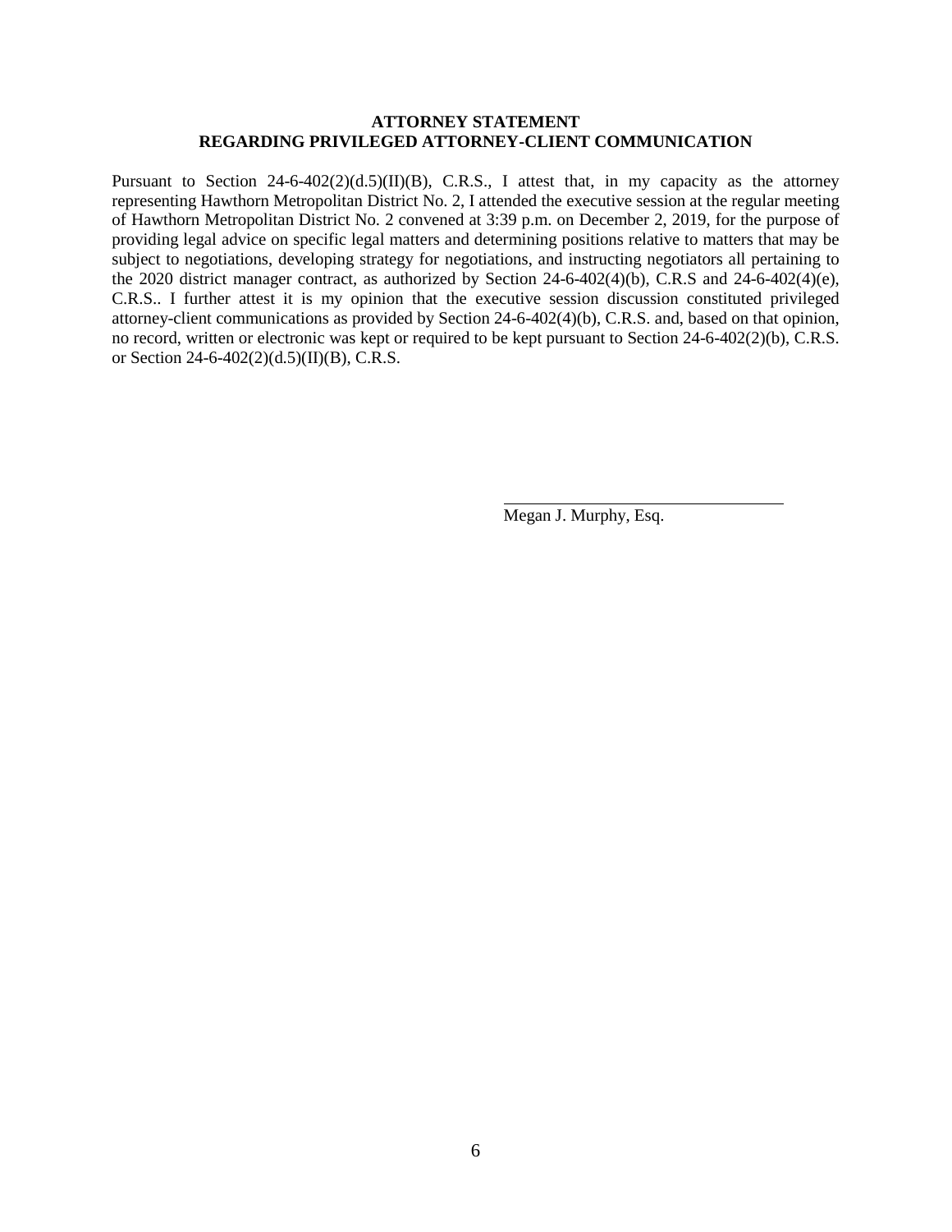**ATTORNEY STATEMENT**
**REGARDING PRIVILEGED ATTORNEY-CLIENT COMMUNICATION**

Pursuant to Section 24-6-402(2)(d.5)(II)(B), C.R.S., I attest that, in my capacity as the attorney representing Hawthorn Metropolitan District No. 2, I attended the executive session at the regular meeting of Hawthorn Metropolitan District No. 2 convened at 3:39 p.m. on December 2, 2019, for the purpose of providing legal advice on specific legal matters and determining positions relative to matters that may be subject to negotiations, developing strategy for negotiations, and instructing negotiators all pertaining to the 2020 district manager contract, as authorized by Section 24-6-402(4)(b), C.R.S and 24-6-402(4)(e), C.R.S.. I further attest it is my opinion that the executive session discussion constituted privileged attorney-client communications as provided by Section 24-6-402(4)(b), C.R.S. and, based on that opinion, no record, written or electronic was kept or required to be kept pursuant to Section 24-6-402(2)(b), C.R.S. or Section 24-6-402(2)(d.5)(II)(B), C.R.S.

\_\_\_\_\_\_\_\_\_\_\_\_\_\_\_\_\_\_\_\_\_\_\_\_\_\_\_\_\_\_\_\_\_\_
Megan J. Murphy, Esq.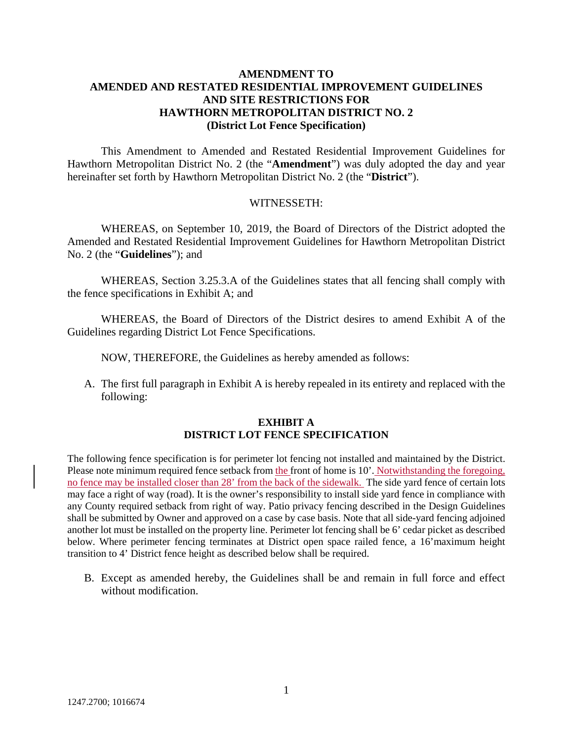# AMENDMENT TO AMENDED AND RESTATED RESIDENTIAL IMPROVEMENT GUIDELINES AND SITE RESTRICTIONS FOR HAWTHORN METROPOLITAN DISTRICT NO. 2

## (District Lot Fence Specification)

This Amendment to Amended and Restated Residential Improvement Guidelines for Hawthorn Metropolitan District No. 2 (the "**Amendment**") was duly adopted the day and year hereinafter set forth by Hawthorn Metropolitan District No. 2 (the "**District**").

WITNESSETH:

WHEREAS, on September 10, 2019, the Board of Directors of the District adopted the Amended and Restated Residential Improvement Guidelines for Hawthorn Metropolitan District No. 2 (the "**Guidelines**"); and

WHEREAS, Section 3.25.3.A of the Guidelines states that all fencing shall comply with the fence specifications in Exhibit A; and

WHEREAS, the Board of Directors of the District desires to amend Exhibit A of the Guidelines regarding District Lot Fence Specifications.

NOW, THEREFORE, the Guidelines as hereby amended as follows:

A. The first full paragraph in Exhibit A is hereby repealed in its entirety and replaced with the following:

**EXHIBIT A**
**DISTRICT LOT FENCE SPECIFICATION**

The following fence specification is for perimeter lot fencing not installed and maintained by the District. Please note minimum required fence setback from the front of home is 10'. Notwithstanding the foregoing, no fence may be installed closer than 28' from the back of the sidewalk. The side yard fence of certain lots may face a right of way (road). It is the owner's responsibility to install side yard fence in compliance with any County required setback from right of way. Patio privacy fencing described in the Design Guidelines shall be submitted by Owner and approved on a case by case basis. Note that all side-yard fencing adjoined another lot must be installed on the property line. Perimeter lot fencing shall be 6' cedar picket as described below. Where perimeter fencing terminates at District open space railed fence, a 16'maximum height transition to 4' District fence height as described below shall be required.

B. Except as amended hereby, the Guidelines shall be and remain in full force and effect without modification.

1247.2700; 1016674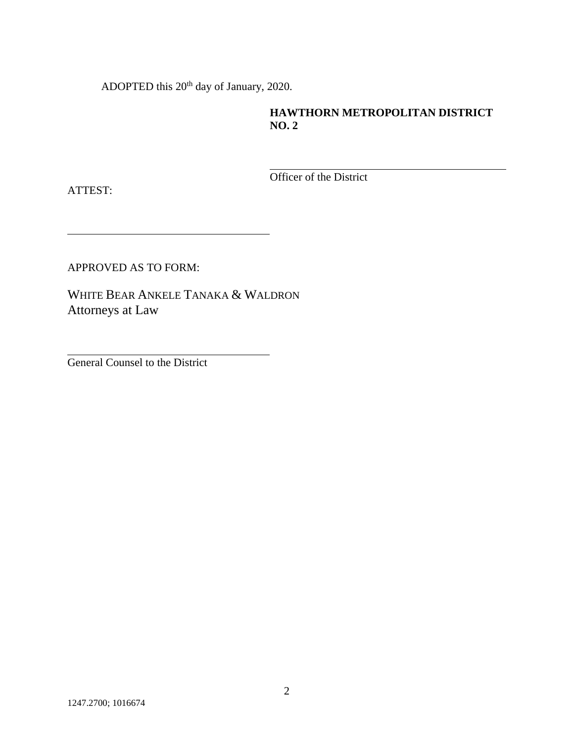ADOPTED this 20th day of January, 2020.

**HAWTHORN METROPOLITAN DISTRICT NO. 2**

\_\_\_\_\_\_\_\_\_\_\_\_\_\_\_\_\_\_\_\_\_\_\_\_\_\_\_\_\_\_\_\_\_\_\_\_\_\_\_\_
Officer of the District

ATTEST:

\_\_\_\_\_\_\_\_\_\_\_\_\_\_\_\_\_\_\_\_\_\_\_\_\_\_\_\_\_\_\_\_\_\_\_\_

APPROVED AS TO FORM:

WHITE BEAR ANKELE TANAKA & WALDRON
Attorneys at Law

\_\_\_\_\_\_\_\_\_\_\_\_\_\_\_\_\_\_\_\_\_\_\_\_\_\_\_\_\_\_\_\_\_\_\_\_
General Counsel to the District

1247.2700; 1016674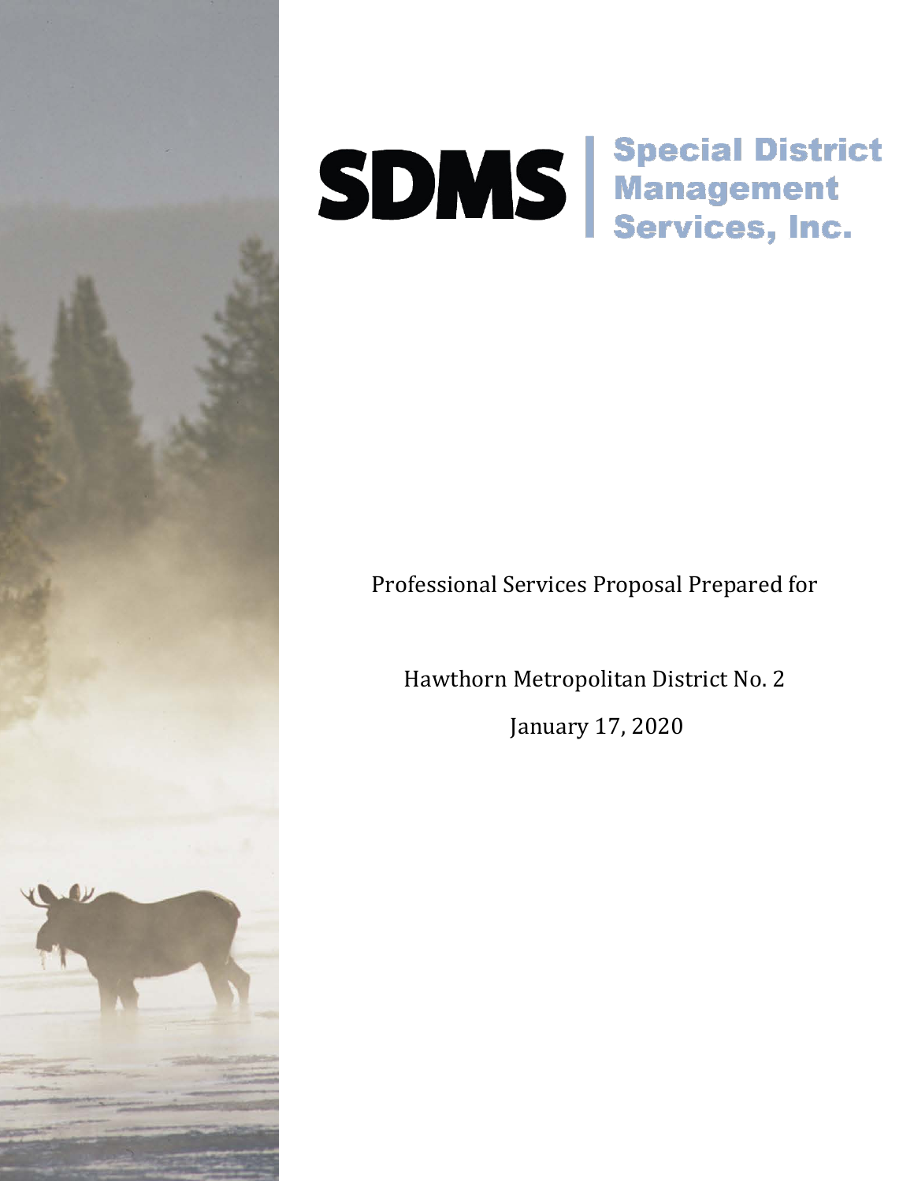# SDMS | Special District Management Services, Inc.

Professional Services Proposal Prepared for

Hawthorn Metropolitan District No. 2

January 17, 2020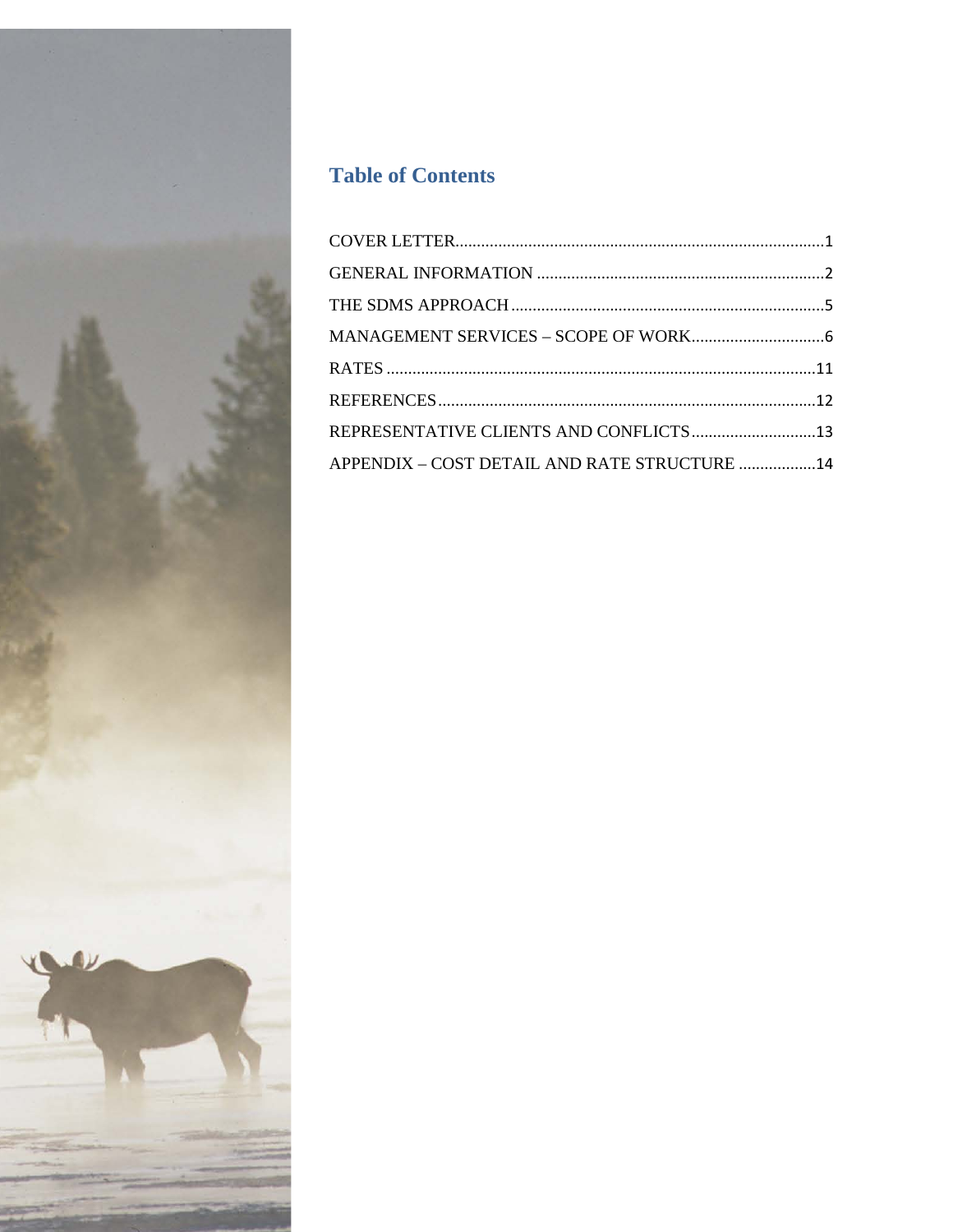## Table of Contents

COVER LETTER....................................................................................1

GENERAL INFORMATION ..................................................................2

THE SDMS APPROACH.......................................................................5

MANAGEMENT SERVICES – SCOPE OF WORK...............................6

RATES ..................................................................................................11

REFERENCES......................................................................................12

REPRESENTATIVE CLIENTS AND CONFLICTS.............................13

APPENDIX – COST DETAIL AND RATE STRUCTURE ..................14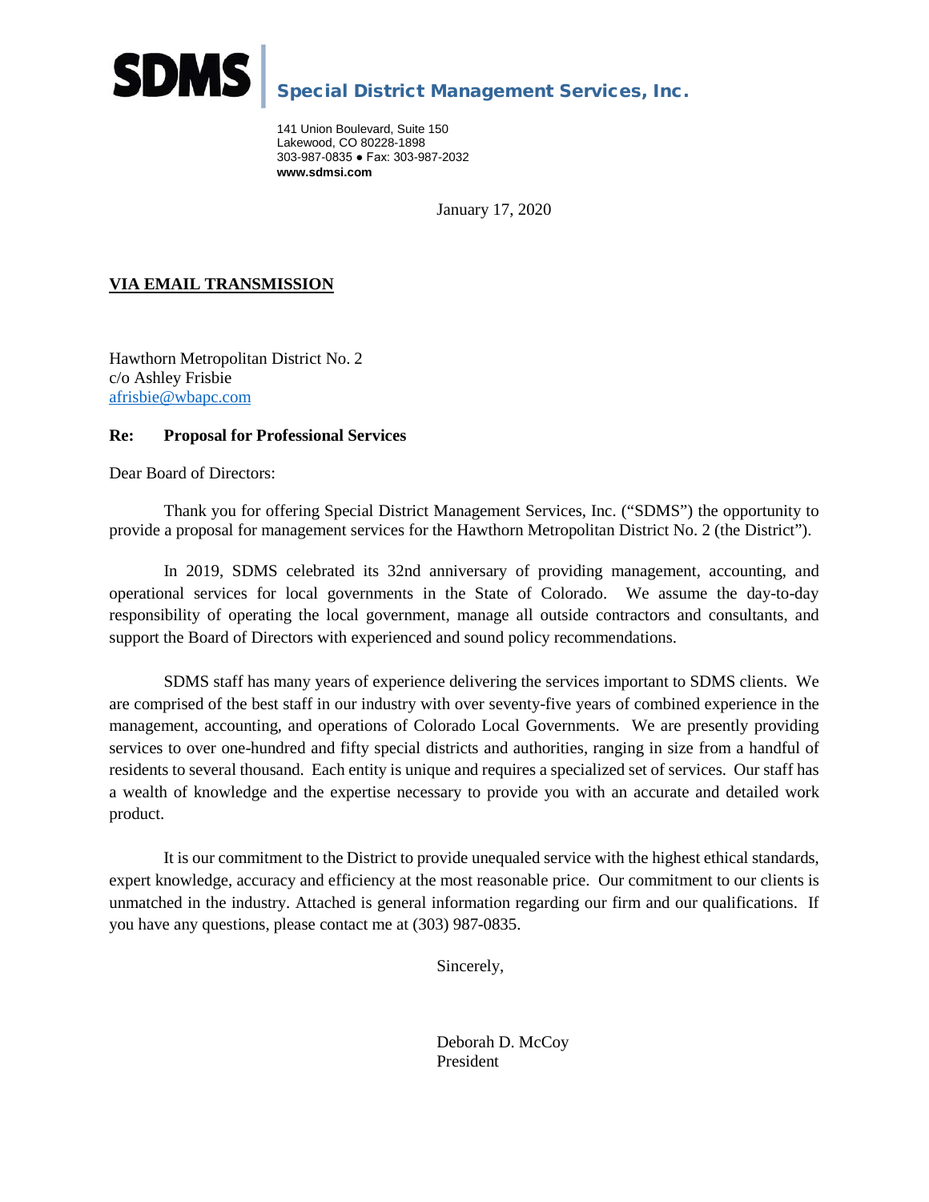**SDMS** | **Special District Management Services, Inc.**

141 Union Boulevard, Suite 150
Lakewood, CO 80228-1898
303-987-0835 ● Fax: 303-987-2032
**www.sdmsi.com**

January 17, 2020

**VIA EMAIL TRANSMISSION**

Hawthorn Metropolitan District No. 2
c/o Ashley Frisbie
afrisbie@wbapc.com

**Re: Proposal for Professional Services**

Dear Board of Directors:

Thank you for offering Special District Management Services, Inc. ("SDMS") the opportunity to provide a proposal for management services for the Hawthorn Metropolitan District No. 2 (the District").

In 2019, SDMS celebrated its 32nd anniversary of providing management, accounting, and operational services for local governments in the State of Colorado. We assume the day-to-day responsibility of operating the local government, manage all outside contractors and consultants, and support the Board of Directors with experienced and sound policy recommendations.

SDMS staff has many years of experience delivering the services important to SDMS clients. We are comprised of the best staff in our industry with over seventy-five years of combined experience in the management, accounting, and operations of Colorado Local Governments. We are presently providing services to over one-hundred and fifty special districts and authorities, ranging in size from a handful of residents to several thousand. Each entity is unique and requires a specialized set of services. Our staff has a wealth of knowledge and the expertise necessary to provide you with an accurate and detailed work product.

It is our commitment to the District to provide unequaled service with the highest ethical standards, expert knowledge, accuracy and efficiency at the most reasonable price. Our commitment to our clients is unmatched in the industry. Attached is general information regarding our firm and our qualifications. If you have any questions, please contact me at (303) 987-0835.

Sincerely,

Deborah D. McCoy
President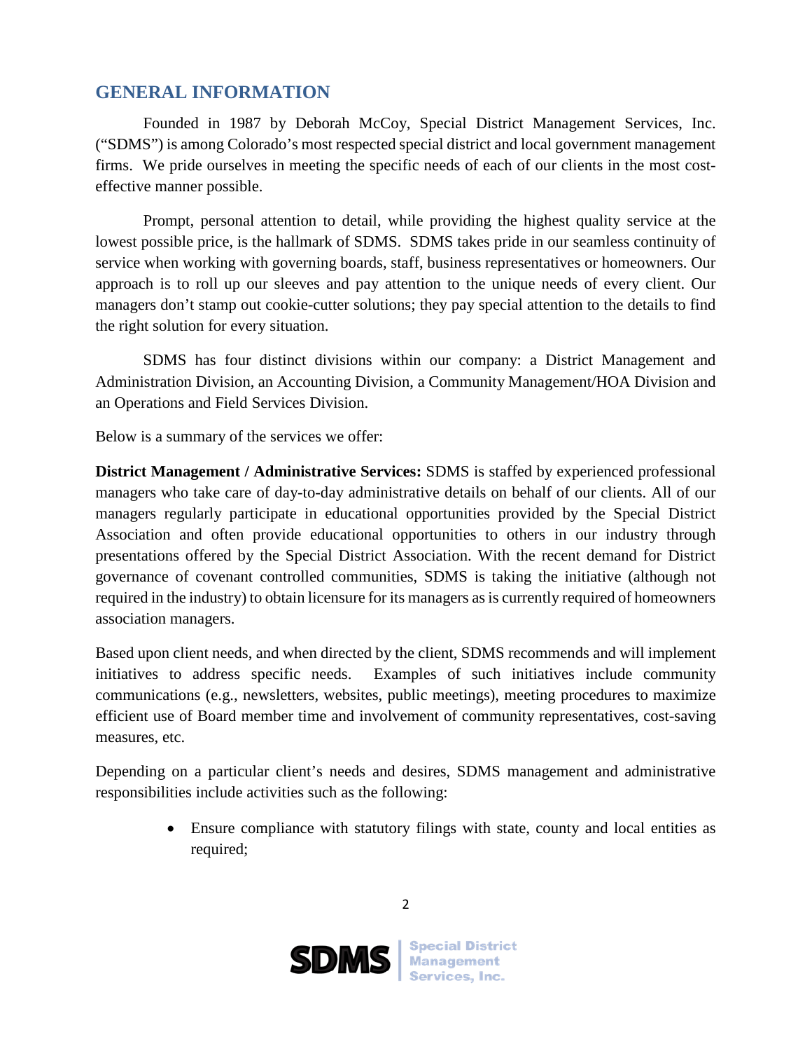## GENERAL INFORMATION

Founded in 1987 by Deborah McCoy, Special District Management Services, Inc. ("SDMS") is among Colorado's most respected special district and local government management firms. We pride ourselves in meeting the specific needs of each of our clients in the most cost-effective manner possible.

Prompt, personal attention to detail, while providing the highest quality service at the lowest possible price, is the hallmark of SDMS. SDMS takes pride in our seamless continuity of service when working with governing boards, staff, business representatives or homeowners. Our approach is to roll up our sleeves and pay attention to the unique needs of every client. Our managers don't stamp out cookie-cutter solutions; they pay special attention to the details to find the right solution for every situation.

SDMS has four distinct divisions within our company: a District Management and Administration Division, an Accounting Division, a Community Management/HOA Division and an Operations and Field Services Division.

Below is a summary of the services we offer:

**District Management / Administrative Services:** SDMS is staffed by experienced professional managers who take care of day-to-day administrative details on behalf of our clients. All of our managers regularly participate in educational opportunities provided by the Special District Association and often provide educational opportunities to others in our industry through presentations offered by the Special District Association. With the recent demand for District governance of covenant controlled communities, SDMS is taking the initiative (although not required in the industry) to obtain licensure for its managers as is currently required of homeowners association managers.

Based upon client needs, and when directed by the client, SDMS recommends and will implement initiatives to address specific needs. Examples of such initiatives include community communications (e.g., newsletters, websites, public meetings), meeting procedures to maximize efficient use of Board member time and involvement of community representatives, cost-saving measures, etc.

Depending on a particular client's needs and desires, SDMS management and administrative responsibilities include activities such as the following:

- Ensure compliance with statutory filings with state, county and local entities as required;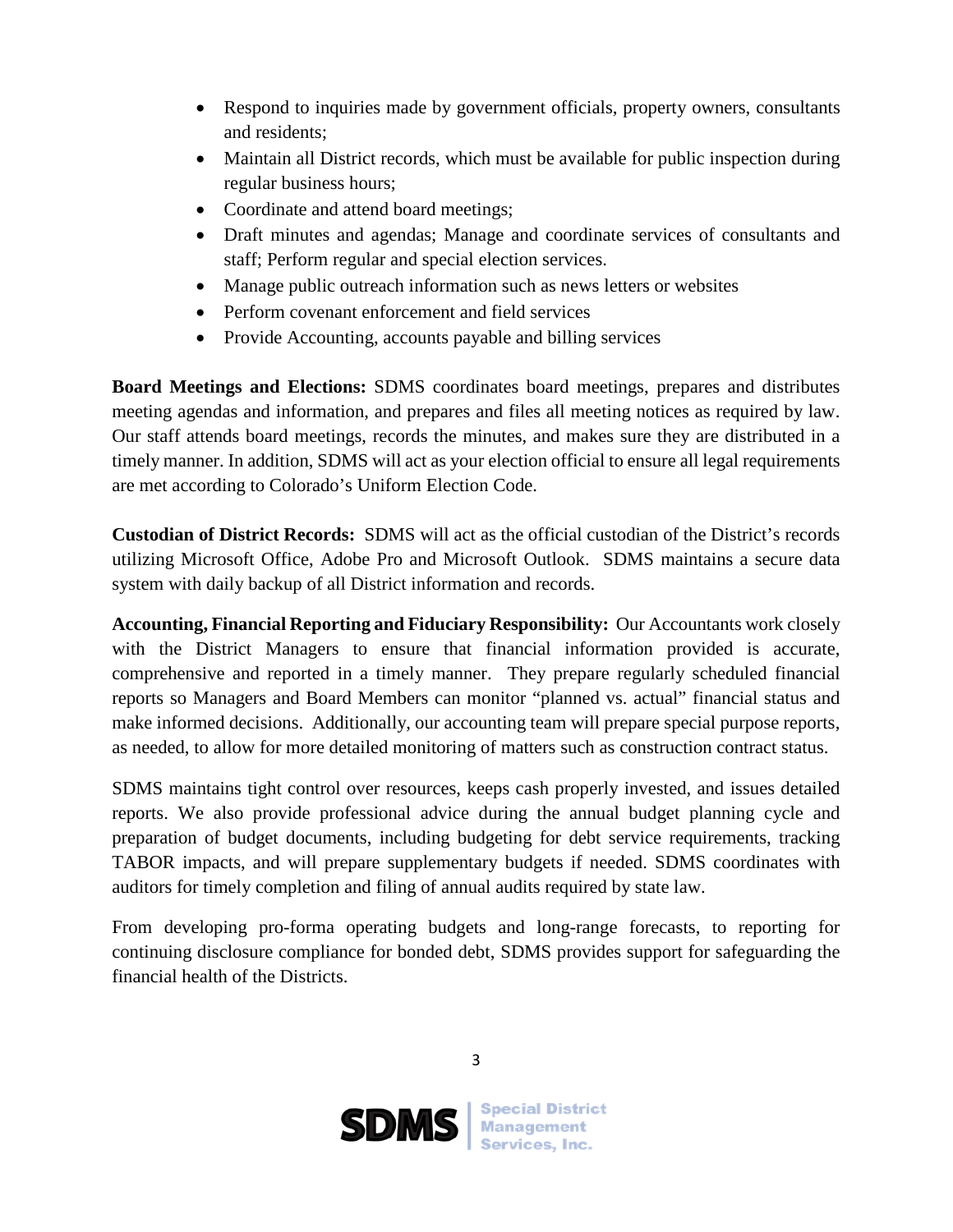- Respond to inquiries made by government officials, property owners, consultants and residents;
- Maintain all District records, which must be available for public inspection during regular business hours;
- Coordinate and attend board meetings;
- Draft minutes and agendas; Manage and coordinate services of consultants and staff; Perform regular and special election services.
- Manage public outreach information such as news letters or websites
- Perform covenant enforcement and field services
- Provide Accounting, accounts payable and billing services

**Board Meetings and Elections:** SDMS coordinates board meetings, prepares and distributes meeting agendas and information, and prepares and files all meeting notices as required by law. Our staff attends board meetings, records the minutes, and makes sure they are distributed in a timely manner. In addition, SDMS will act as your election official to ensure all legal requirements are met according to Colorado's Uniform Election Code.

**Custodian of District Records:** SDMS will act as the official custodian of the District's records utilizing Microsoft Office, Adobe Pro and Microsoft Outlook. SDMS maintains a secure data system with daily backup of all District information and records.

**Accounting, Financial Reporting and Fiduciary Responsibility:** Our Accountants work closely with the District Managers to ensure that financial information provided is accurate, comprehensive and reported in a timely manner. They prepare regularly scheduled financial reports so Managers and Board Members can monitor "planned vs. actual" financial status and make informed decisions. Additionally, our accounting team will prepare special purpose reports, as needed, to allow for more detailed monitoring of matters such as construction contract status.

SDMS maintains tight control over resources, keeps cash properly invested, and issues detailed reports. We also provide professional advice during the annual budget planning cycle and preparation of budget documents, including budgeting for debt service requirements, tracking TABOR impacts, and will prepare supplementary budgets if needed. SDMS coordinates with auditors for timely completion and filing of annual audits required by state law.

From developing pro-forma operating budgets and long-range forecasts, to reporting for continuing disclosure compliance for bonded debt, SDMS provides support for safeguarding the financial health of the Districts.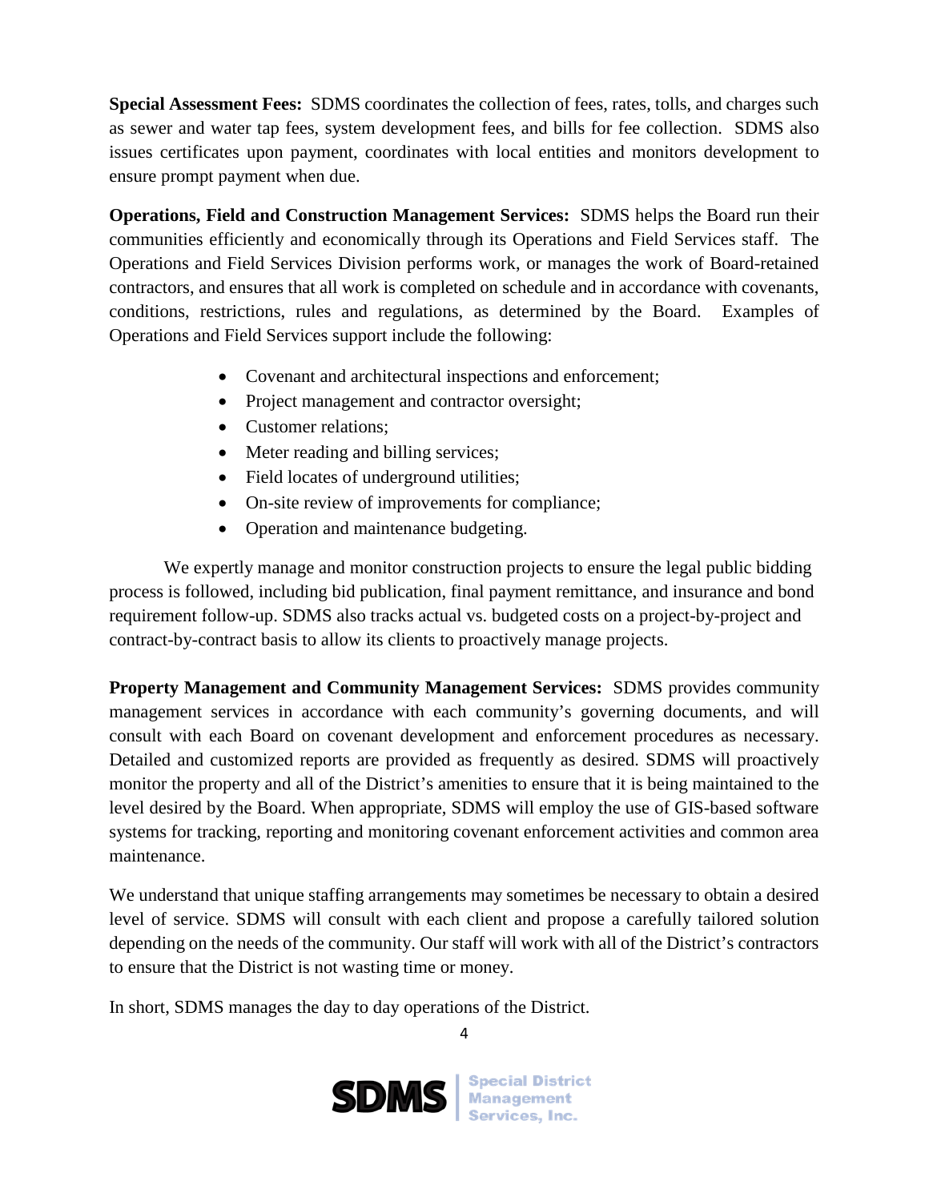**Special Assessment Fees:** SDMS coordinates the collection of fees, rates, tolls, and charges such as sewer and water tap fees, system development fees, and bills for fee collection. SDMS also issues certificates upon payment, coordinates with local entities and monitors development to ensure prompt payment when due.

**Operations, Field and Construction Management Services:** SDMS helps the Board run their communities efficiently and economically through its Operations and Field Services staff. The Operations and Field Services Division performs work, or manages the work of Board-retained contractors, and ensures that all work is completed on schedule and in accordance with covenants, conditions, restrictions, rules and regulations, as determined by the Board. Examples of Operations and Field Services support include the following:

- Covenant and architectural inspections and enforcement;
- Project management and contractor oversight;
- Customer relations;
- Meter reading and billing services;
- Field locates of underground utilities;
- On-site review of improvements for compliance;
- Operation and maintenance budgeting.

We expertly manage and monitor construction projects to ensure the legal public bidding process is followed, including bid publication, final payment remittance, and insurance and bond requirement follow-up. SDMS also tracks actual vs. budgeted costs on a project-by-project and contract-by-contract basis to allow its clients to proactively manage projects.

**Property Management and Community Management Services:** SDMS provides community management services in accordance with each community's governing documents, and will consult with each Board on covenant development and enforcement procedures as necessary. Detailed and customized reports are provided as frequently as desired. SDMS will proactively monitor the property and all of the District's amenities to ensure that it is being maintained to the level desired by the Board. When appropriate, SDMS will employ the use of GIS-based software systems for tracking, reporting and monitoring covenant enforcement activities and common area maintenance.

We understand that unique staffing arrangements may sometimes be necessary to obtain a desired level of service. SDMS will consult with each client and propose a carefully tailored solution depending on the needs of the community. Our staff will work with all of the District's contractors to ensure that the District is not wasting time or money.

In short, SDMS manages the day to day operations of the District.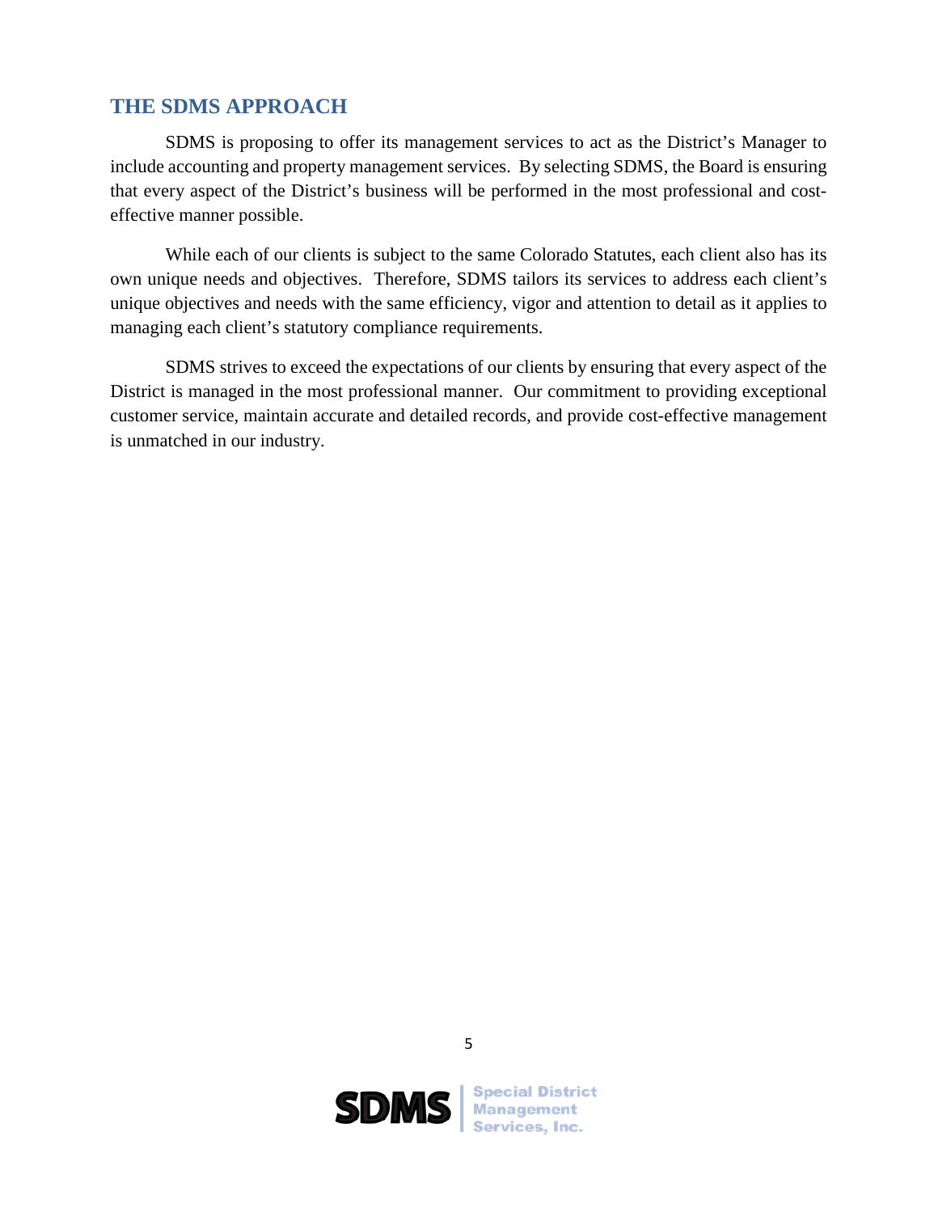## THE SDMS APPROACH

SDMS is proposing to offer its management services to act as the District's Manager to include accounting and property management services. By selecting SDMS, the Board is ensuring that every aspect of the District's business will be performed in the most professional and cost-effective manner possible.

While each of our clients is subject to the same Colorado Statutes, each client also has its own unique needs and objectives. Therefore, SDMS tailors its services to address each client's unique objectives and needs with the same efficiency, vigor and attention to detail as it applies to managing each client's statutory compliance requirements.

SDMS strives to exceed the expectations of our clients by ensuring that every aspect of the District is managed in the most professional manner. Our commitment to providing exceptional customer service, maintain accurate and detailed records, and provide cost-effective management is unmatched in our industry.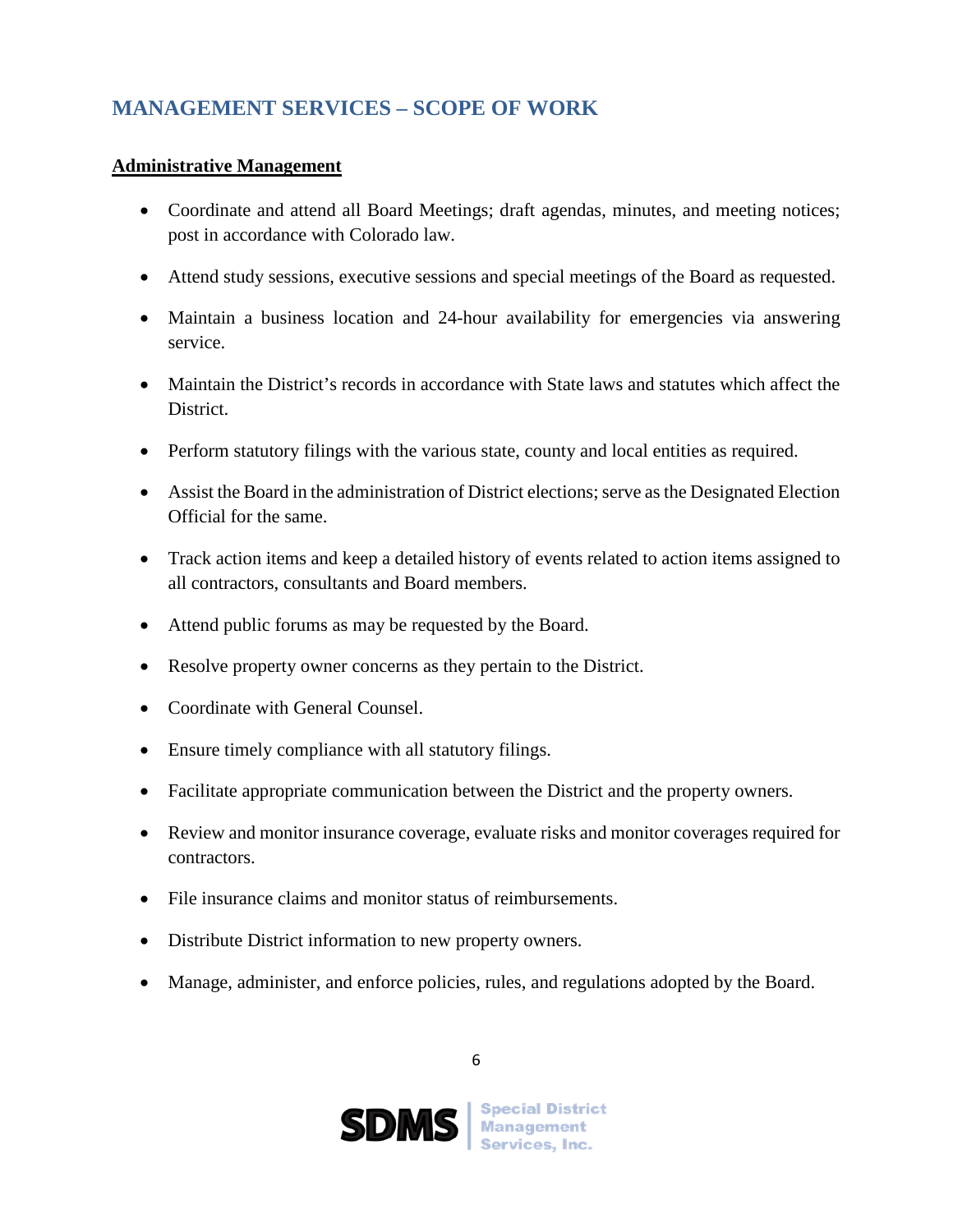## MANAGEMENT SERVICES – SCOPE OF WORK

**Administrative Management**

- Coordinate and attend all Board Meetings; draft agendas, minutes, and meeting notices; post in accordance with Colorado law.
- Attend study sessions, executive sessions and special meetings of the Board as requested.
- Maintain a business location and 24-hour availability for emergencies via answering service.
- Maintain the District's records in accordance with State laws and statutes which affect the District.
- Perform statutory filings with the various state, county and local entities as required.
- Assist the Board in the administration of District elections; serve as the Designated Election Official for the same.
- Track action items and keep a detailed history of events related to action items assigned to all contractors, consultants and Board members.
- Attend public forums as may be requested by the Board.
- Resolve property owner concerns as they pertain to the District.
- Coordinate with General Counsel.
- Ensure timely compliance with all statutory filings.
- Facilitate appropriate communication between the District and the property owners.
- Review and monitor insurance coverage, evaluate risks and monitor coverages required for contractors.
- File insurance claims and monitor status of reimbursements.
- Distribute District information to new property owners.
- Manage, administer, and enforce policies, rules, and regulations adopted by the Board.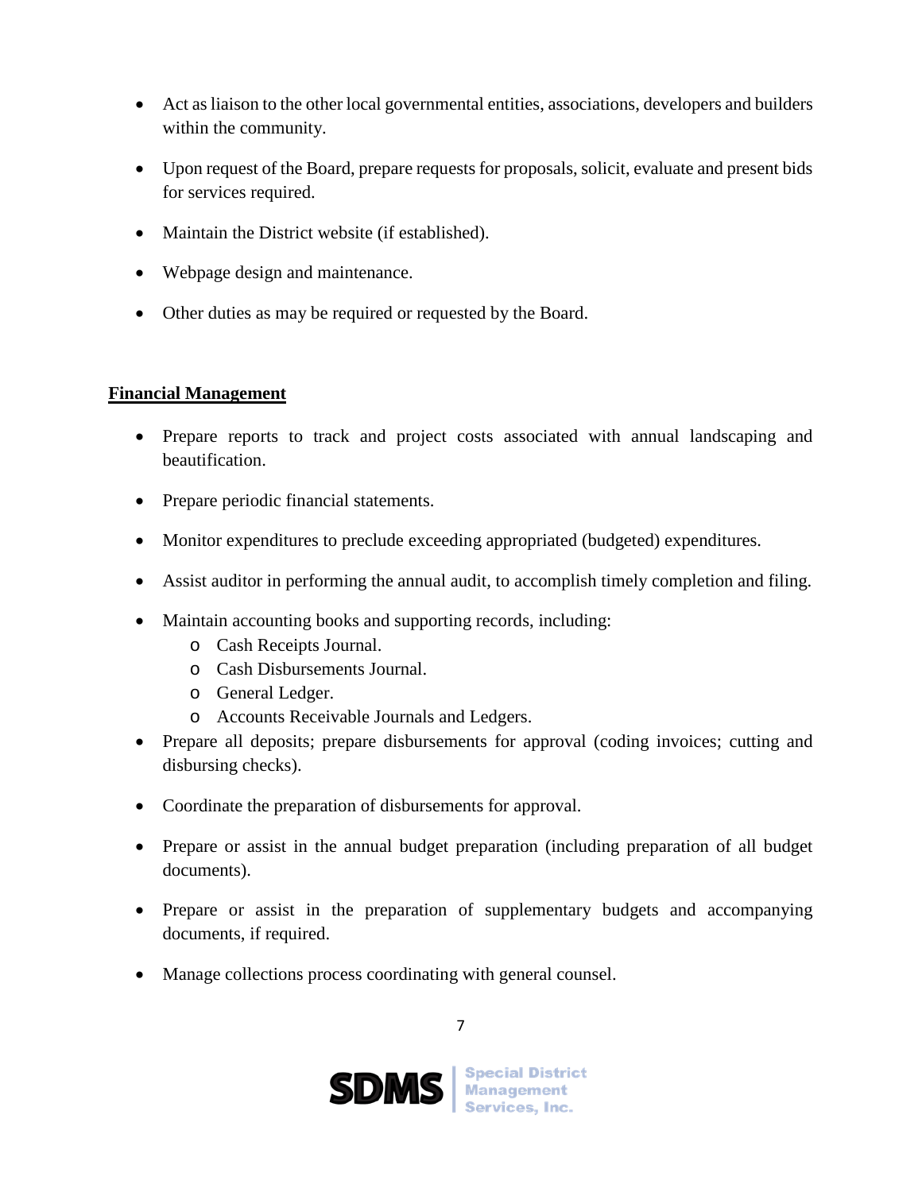- Act as liaison to the other local governmental entities, associations, developers and builders within the community.
- Upon request of the Board, prepare requests for proposals, solicit, evaluate and present bids for services required.
- Maintain the District website (if established).
- Webpage design and maintenance.
- Other duties as may be required or requested by the Board.

**Financial Management**

- Prepare reports to track and project costs associated with annual landscaping and beautification.
- Prepare periodic financial statements.
- Monitor expenditures to preclude exceeding appropriated (budgeted) expenditures.
- Assist auditor in performing the annual audit, to accomplish timely completion and filing.
- Maintain accounting books and supporting records, including:
  - Cash Receipts Journal.
  - Cash Disbursements Journal.
  - General Ledger.
  - Accounts Receivable Journals and Ledgers.
- Prepare all deposits; prepare disbursements for approval (coding invoices; cutting and disbursing checks).
- Coordinate the preparation of disbursements for approval.
- Prepare or assist in the annual budget preparation (including preparation of all budget documents).
- Prepare or assist in the preparation of supplementary budgets and accompanying documents, if required.
- Manage collections process coordinating with general counsel.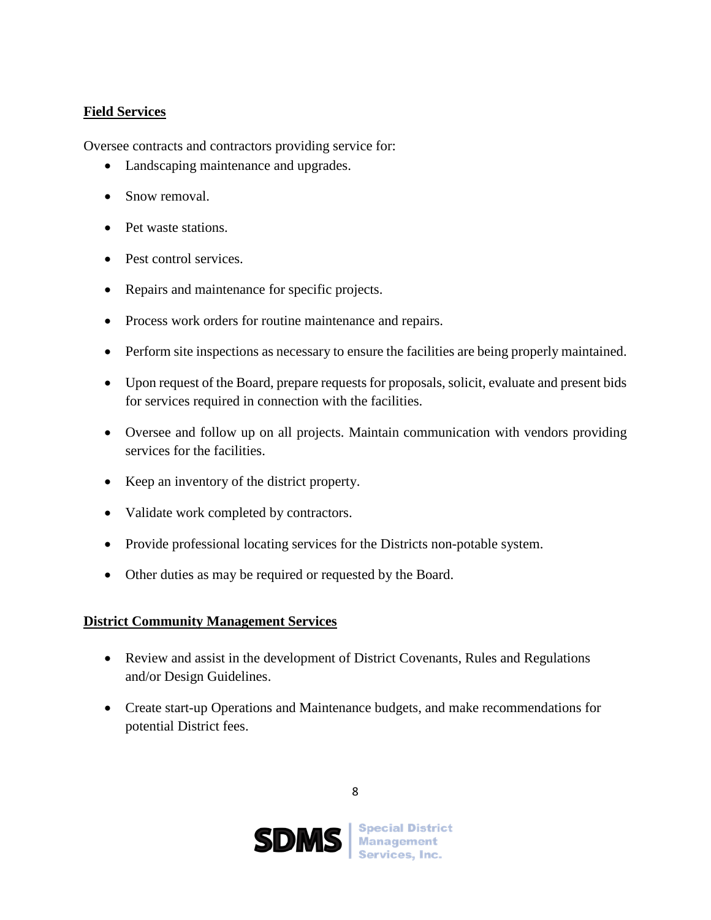**Field Services**

Oversee contracts and contractors providing service for:

- Landscaping maintenance and upgrades.
- Snow removal.
- Pet waste stations.
- Pest control services.
- Repairs and maintenance for specific projects.
- Process work orders for routine maintenance and repairs.
- Perform site inspections as necessary to ensure the facilities are being properly maintained.
- Upon request of the Board, prepare requests for proposals, solicit, evaluate and present bids for services required in connection with the facilities.
- Oversee and follow up on all projects. Maintain communication with vendors providing services for the facilities.
- Keep an inventory of the district property.
- Validate work completed by contractors.
- Provide professional locating services for the Districts non-potable system.
- Other duties as may be required or requested by the Board.

**District Community Management Services**

- Review and assist in the development of District Covenants, Rules and Regulations and/or Design Guidelines.
- Create start-up Operations and Maintenance budgets, and make recommendations for potential District fees.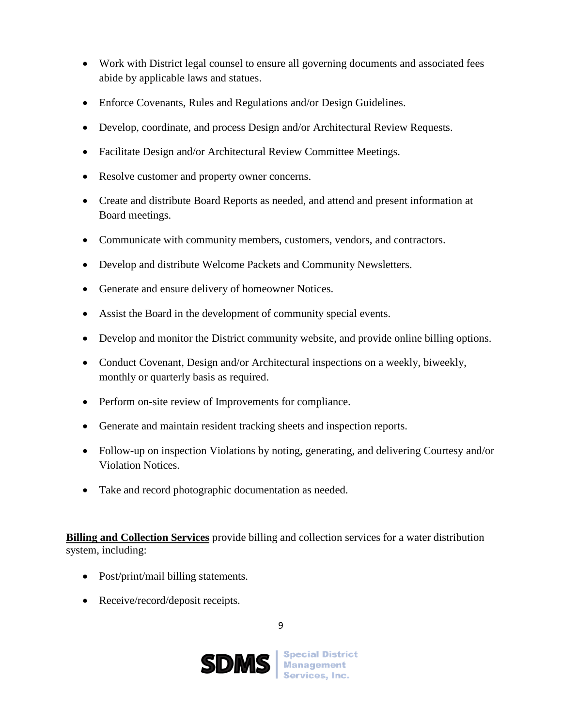- Work with District legal counsel to ensure all governing documents and associated fees abide by applicable laws and statues.
- Enforce Covenants, Rules and Regulations and/or Design Guidelines.
- Develop, coordinate, and process Design and/or Architectural Review Requests.
- Facilitate Design and/or Architectural Review Committee Meetings.
- Resolve customer and property owner concerns.
- Create and distribute Board Reports as needed, and attend and present information at Board meetings.
- Communicate with community members, customers, vendors, and contractors.
- Develop and distribute Welcome Packets and Community Newsletters.
- Generate and ensure delivery of homeowner Notices.
- Assist the Board in the development of community special events.
- Develop and monitor the District community website, and provide online billing options.
- Conduct Covenant, Design and/or Architectural inspections on a weekly, biweekly, monthly or quarterly basis as required.
- Perform on-site review of Improvements for compliance.
- Generate and maintain resident tracking sheets and inspection reports.
- Follow-up on inspection Violations by noting, generating, and delivering Courtesy and/or Violation Notices.
- Take and record photographic documentation as needed.

**Billing and Collection Services** provide billing and collection services for a water distribution system, including:

- Post/print/mail billing statements.
- Receive/record/deposit receipts.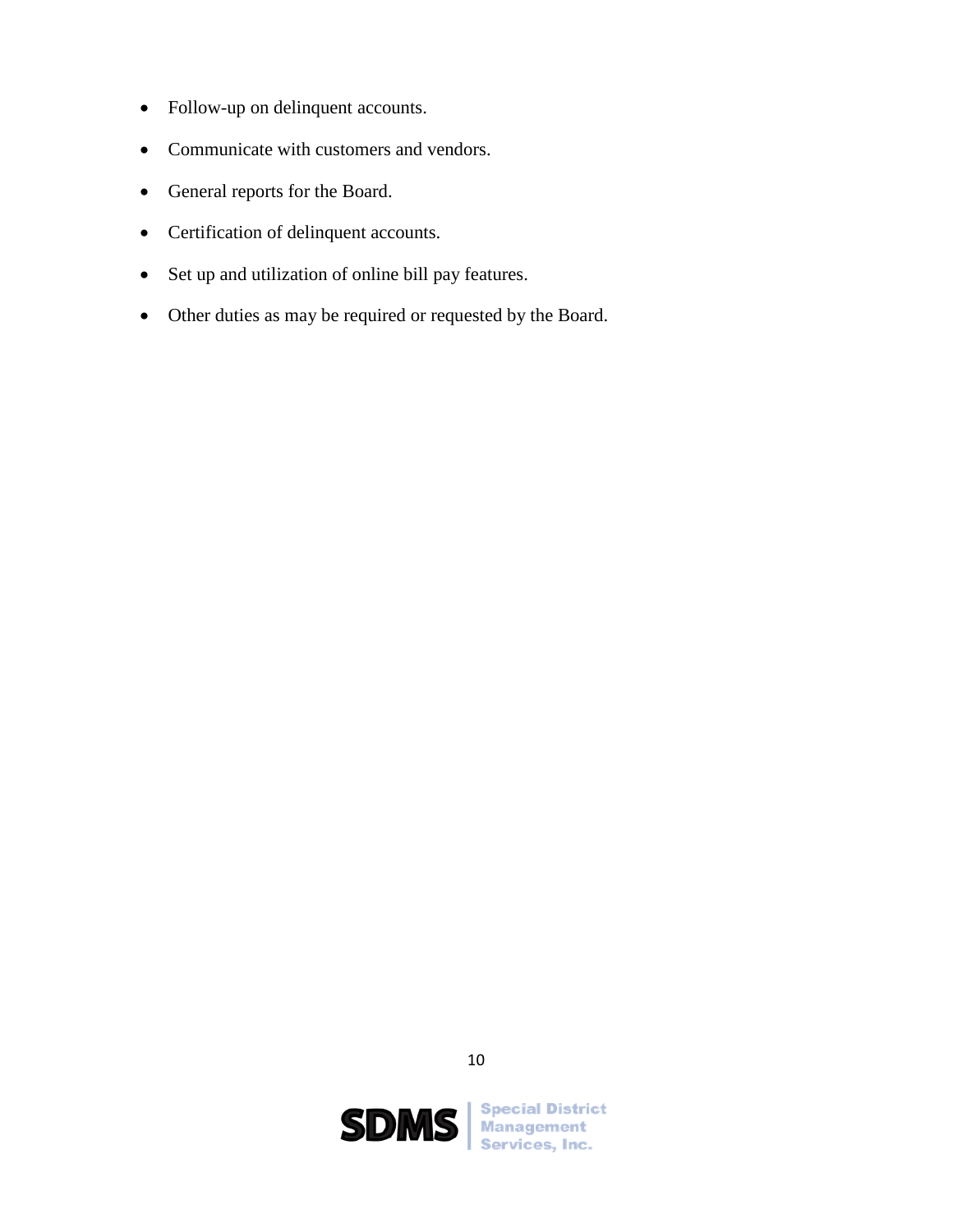- Follow-up on delinquent accounts.
- Communicate with customers and vendors.
- General reports for the Board.
- Certification of delinquent accounts.
- Set up and utilization of online bill pay features.
- Other duties as may be required or requested by the Board.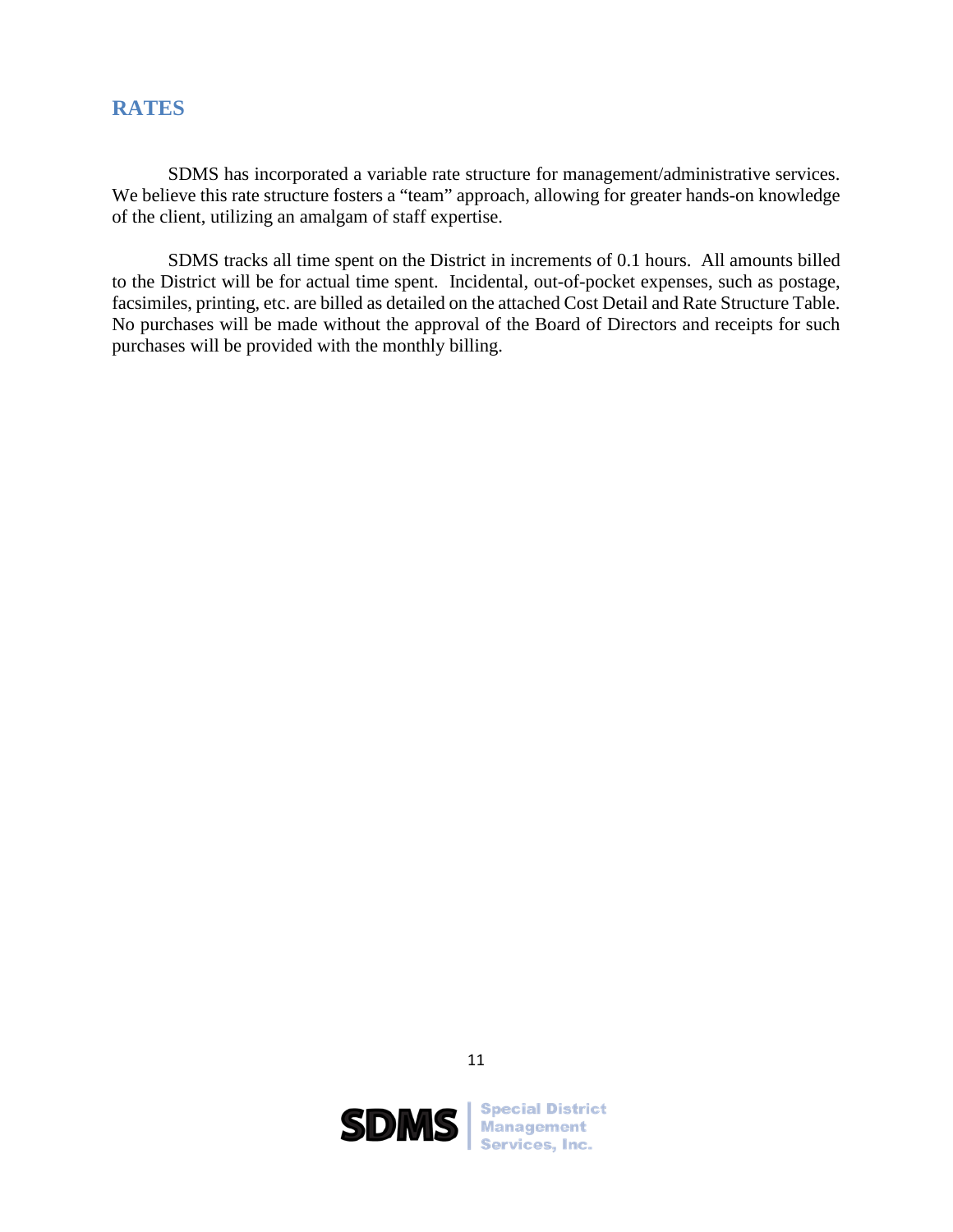## RATES

SDMS has incorporated a variable rate structure for management/administrative services. We believe this rate structure fosters a "team" approach, allowing for greater hands-on knowledge of the client, utilizing an amalgam of staff expertise.

SDMS tracks all time spent on the District in increments of 0.1 hours. All amounts billed to the District will be for actual time spent. Incidental, out-of-pocket expenses, such as postage, facsimiles, printing, etc. are billed as detailed on the attached Cost Detail and Rate Structure Table. No purchases will be made without the approval of the Board of Directors and receipts for such purchases will be provided with the monthly billing.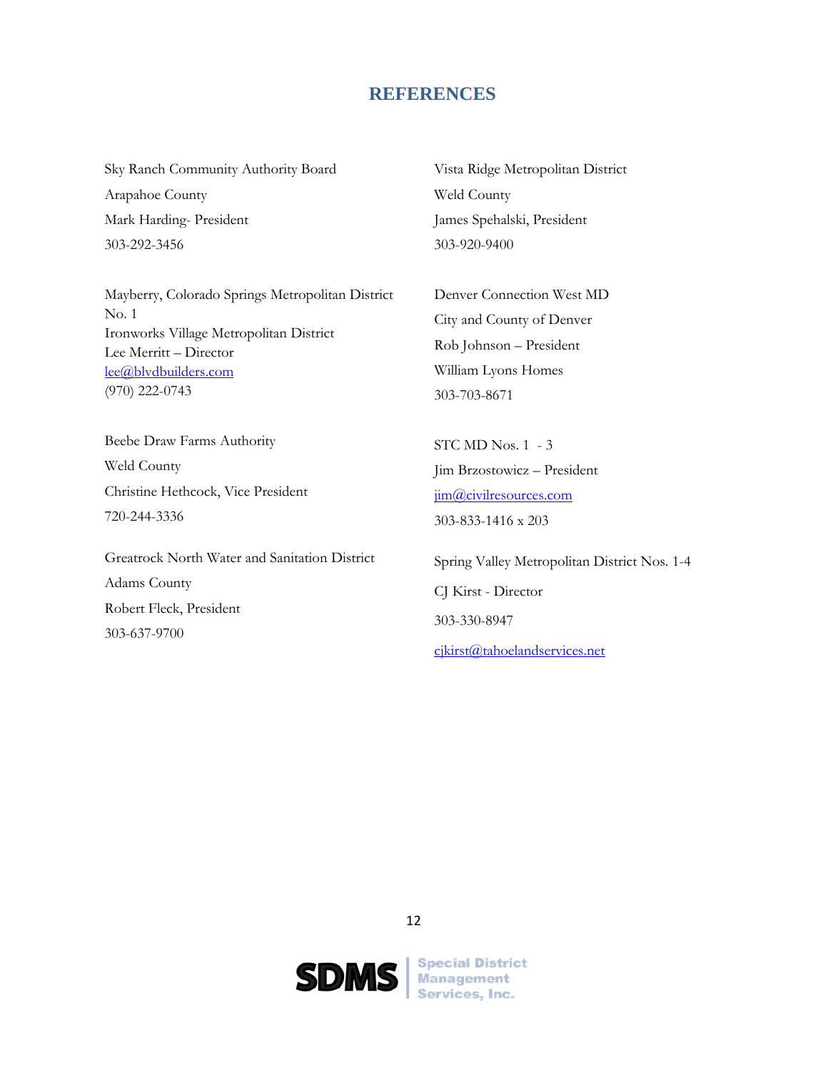# REFERENCES

Sky Ranch Community Authority Board
Arapahoe County
Mark Harding- President
303-292-3456

Mayberry, Colorado Springs Metropolitan District No. 1
Ironworks Village Metropolitan District
Lee Merritt – Director
lee@blvdbuilders.com
(970) 222-0743

Beebe Draw Farms Authority
Weld County
Christine Hethcock, Vice President
720-244-3336

Greatrock North Water and Sanitation District
Adams County
Robert Fleck, President
303-637-9700

Vista Ridge Metropolitan District
Weld County
James Spehalski, President
303-920-9400

Denver Connection West MD
City and County of Denver
Rob Johnson – President
William Lyons Homes
303-703-8671

STC MD Nos. 1 - 3
Jim Brzostowicz – President
jim@civilresources.com
303-833-1416 x 203

Spring Valley Metropolitan District Nos. 1-4
CJ Kirst - Director
303-330-8947
cjkirst@tahoelandservices.net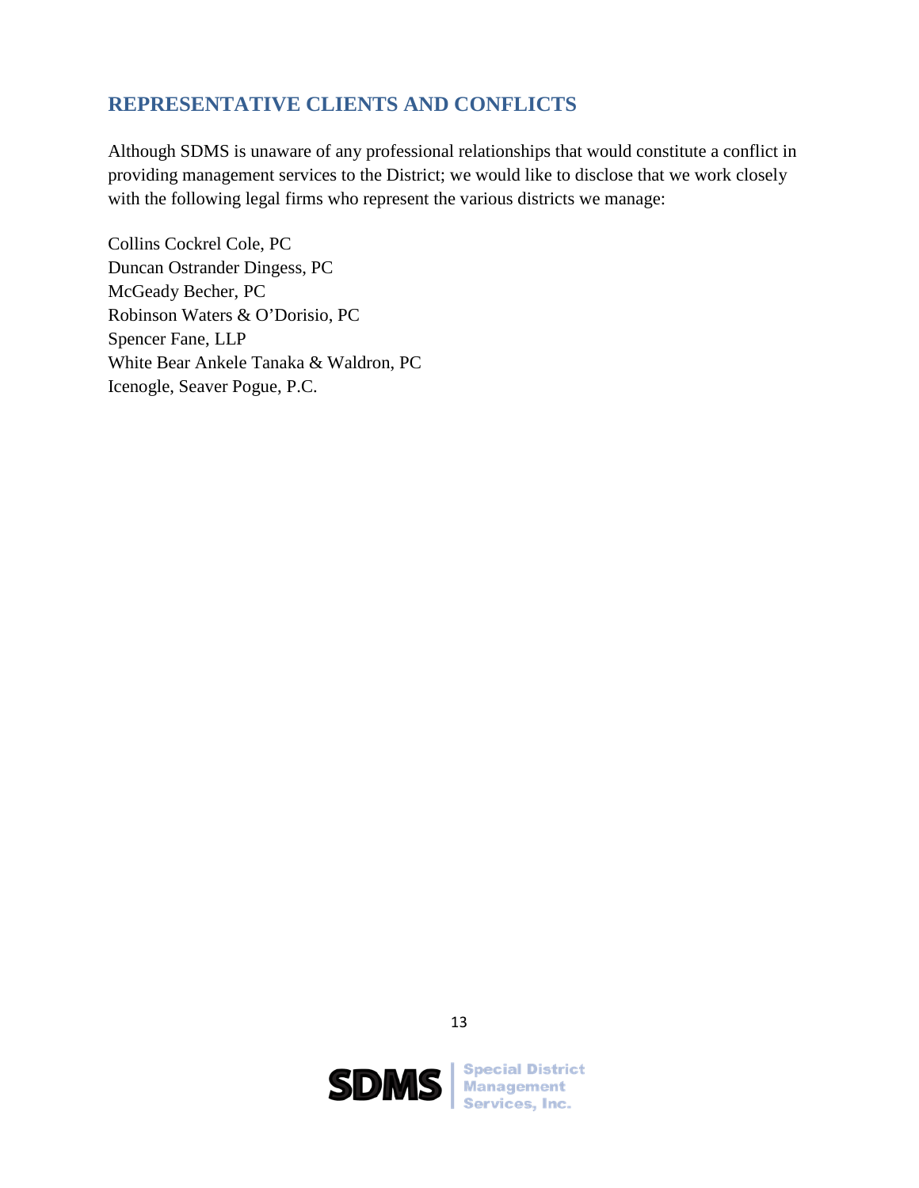## REPRESENTATIVE CLIENTS AND CONFLICTS

Although SDMS is unaware of any professional relationships that would constitute a conflict in providing management services to the District; we would like to disclose that we work closely with the following legal firms who represent the various districts we manage:

Collins Cockrel Cole, PC
Duncan Ostrander Dingess, PC
McGeady Becher, PC
Robinson Waters & O'Dorisio, PC
Spencer Fane, LLP
White Bear Ankele Tanaka & Waldron, PC
Icenogle, Seaver Pogue, P.C.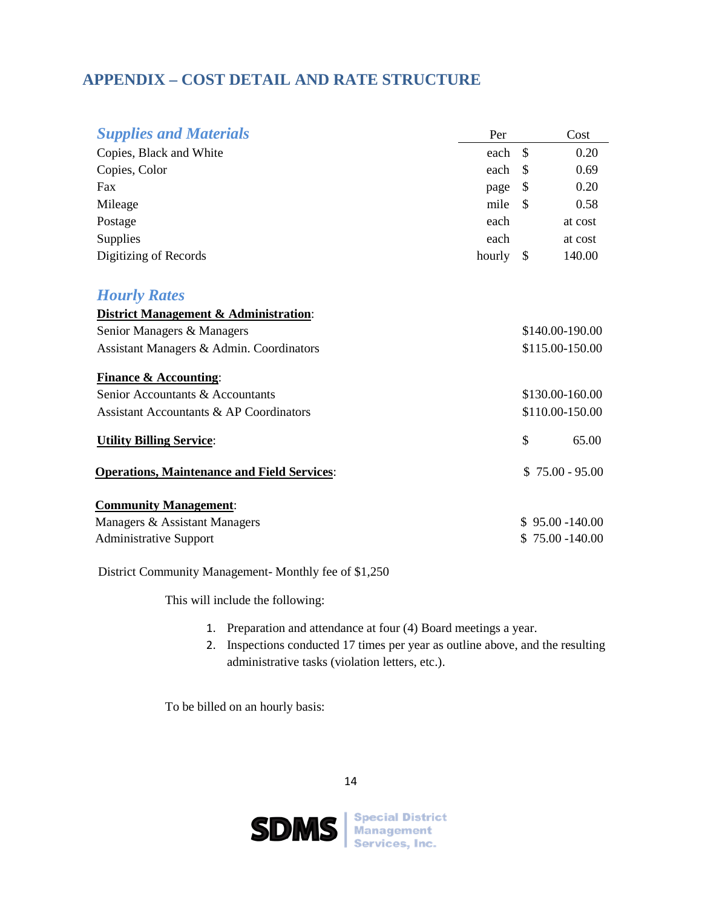## APPENDIX – COST DETAIL AND RATE STRUCTURE

| ***Supplies and Materials*** | Per | Cost |
|---|---|---|
| Copies, Black and White | each | $ 0.20 |
| Copies, Color | each | $ 0.69 |
| Fax | page | $ 0.20 |
| Mileage | mile | $ 0.58 |
| Postage | each | at cost |
| Supplies | each | at cost |
| Digitizing of Records | hourly | $ 140.00 |

### *Hourly Rates*

| | |
|---|---|
| **District Management & Administration**: | |
| Senior Managers & Managers | $140.00-190.00 |
| Assistant Managers & Admin. Coordinators | $115.00-150.00 |
| **Finance & Accounting**: | |
| Senior Accountants & Accountants | $130.00-160.00 |
| Assistant Accountants & AP Coordinators | $110.00-150.00 |
| **Utility Billing Service**: | $ 65.00 |
| **Operations, Maintenance and Field Services**: | $ 75.00 - 95.00 |
| **Community Management**: | |
| Managers & Assistant Managers | $ 95.00 -140.00 |
| Administrative Support | $ 75.00 -140.00 |

District Community Management- Monthly fee of $1,250

This will include the following:

1. Preparation and attendance at four (4) Board meetings a year.
2. Inspections conducted 17 times per year as outline above, and the resulting administrative tasks (violation letters, etc.).

To be billed on an hourly basis: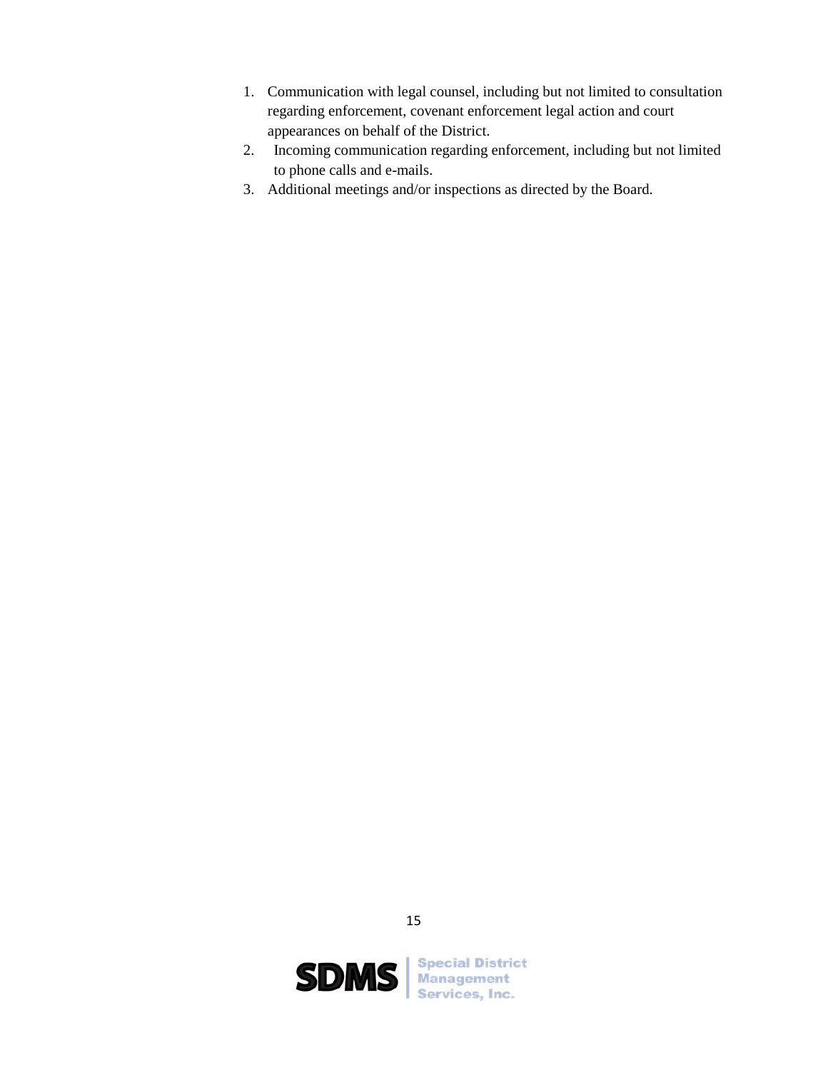1. Communication with legal counsel, including but not limited to consultation regarding enforcement, covenant enforcement legal action and court appearances on behalf of the District.
2. Incoming communication regarding enforcement, including but not limited to phone calls and e-mails.
3. Additional meetings and/or inspections as directed by the Board.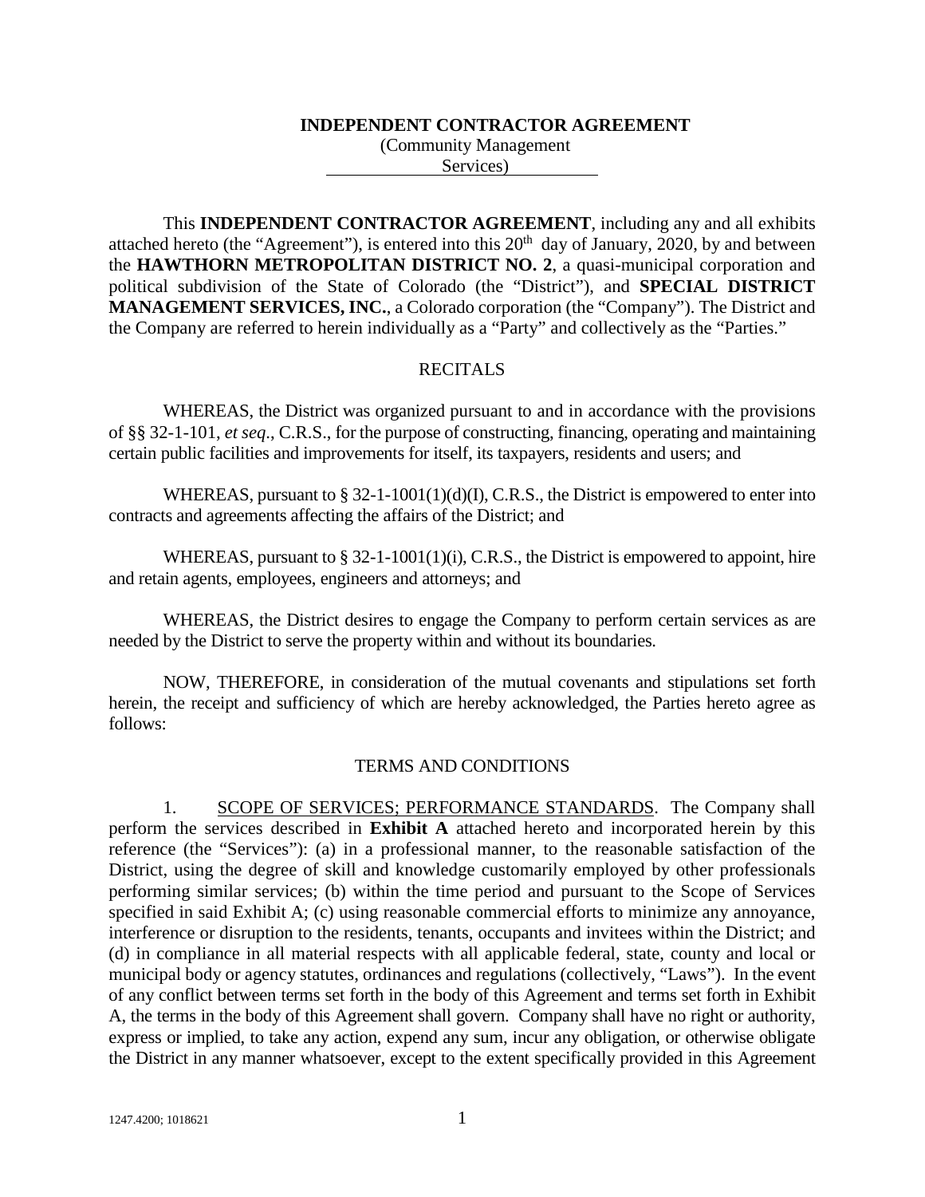**INDEPENDENT CONTRACTOR AGREEMENT**
(Community Management Services)

This **INDEPENDENT CONTRACTOR AGREEMENT**, including any and all exhibits attached hereto (the "Agreement"), is entered into this 20th day of January, 2020, by and between the **HAWTHORN METROPOLITAN DISTRICT NO. 2**, a quasi-municipal corporation and political subdivision of the State of Colorado (the "District"), and **SPECIAL DISTRICT MANAGEMENT SERVICES, INC.**, a Colorado corporation (the "Company"). The District and the Company are referred to herein individually as a "Party" and collectively as the "Parties."

RECITALS

WHEREAS, the District was organized pursuant to and in accordance with the provisions of §§ 32-1-101, *et seq*., C.R.S., for the purpose of constructing, financing, operating and maintaining certain public facilities and improvements for itself, its taxpayers, residents and users; and

WHEREAS, pursuant to § 32-1-1001(1)(d)(I), C.R.S., the District is empowered to enter into contracts and agreements affecting the affairs of the District; and

WHEREAS, pursuant to § 32-1-1001(1)(i), C.R.S., the District is empowered to appoint, hire and retain agents, employees, engineers and attorneys; and

WHEREAS, the District desires to engage the Company to perform certain services as are needed by the District to serve the property within and without its boundaries.

NOW, THEREFORE, in consideration of the mutual covenants and stipulations set forth herein, the receipt and sufficiency of which are hereby acknowledged, the Parties hereto agree as follows:

TERMS AND CONDITIONS

1. SCOPE OF SERVICES; PERFORMANCE STANDARDS. The Company shall perform the services described in **Exhibit A** attached hereto and incorporated herein by this reference (the "Services"): (a) in a professional manner, to the reasonable satisfaction of the District, using the degree of skill and knowledge customarily employed by other professionals performing similar services; (b) within the time period and pursuant to the Scope of Services specified in said Exhibit A; (c) using reasonable commercial efforts to minimize any annoyance, interference or disruption to the residents, tenants, occupants and invitees within the District; and (d) in compliance in all material respects with all applicable federal, state, county and local or municipal body or agency statutes, ordinances and regulations (collectively, "Laws"). In the event of any conflict between terms set forth in the body of this Agreement and terms set forth in Exhibit A, the terms in the body of this Agreement shall govern. Company shall have no right or authority, express or implied, to take any action, expend any sum, incur any obligation, or otherwise obligate the District in any manner whatsoever, except to the extent specifically provided in this Agreement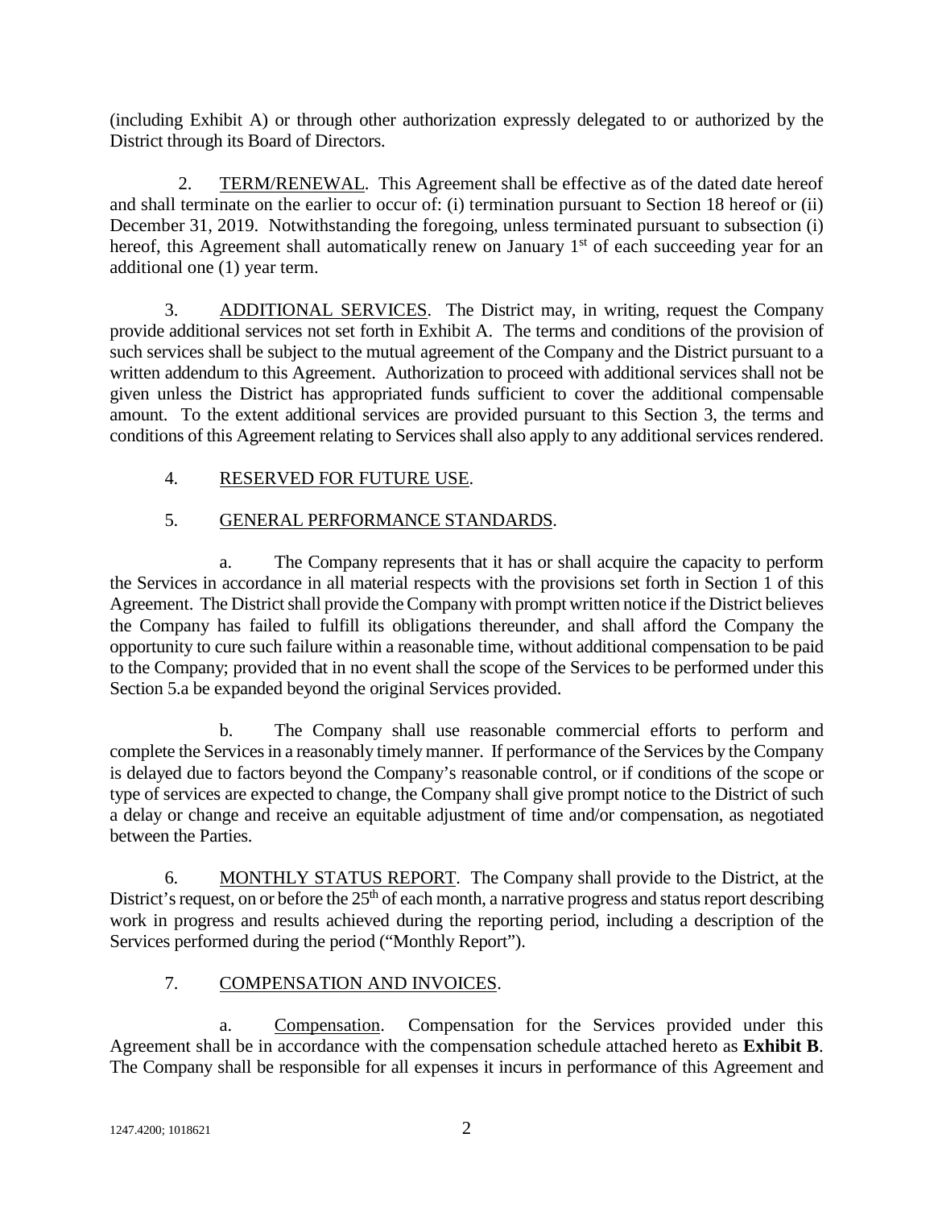(including Exhibit A) or through other authorization expressly delegated to or authorized by the District through its Board of Directors.

2. TERM/RENEWAL. This Agreement shall be effective as of the dated date hereof and shall terminate on the earlier to occur of: (i) termination pursuant to Section 18 hereof or (ii) December 31, 2019. Notwithstanding the foregoing, unless terminated pursuant to subsection (i) hereof, this Agreement shall automatically renew on January 1st of each succeeding year for an additional one (1) year term.

3. ADDITIONAL SERVICES. The District may, in writing, request the Company provide additional services not set forth in Exhibit A. The terms and conditions of the provision of such services shall be subject to the mutual agreement of the Company and the District pursuant to a written addendum to this Agreement. Authorization to proceed with additional services shall not be given unless the District has appropriated funds sufficient to cover the additional compensable amount. To the extent additional services are provided pursuant to this Section 3, the terms and conditions of this Agreement relating to Services shall also apply to any additional services rendered.

4. RESERVED FOR FUTURE USE.

5. GENERAL PERFORMANCE STANDARDS.

a. The Company represents that it has or shall acquire the capacity to perform the Services in accordance in all material respects with the provisions set forth in Section 1 of this Agreement. The District shall provide the Company with prompt written notice if the District believes the Company has failed to fulfill its obligations thereunder, and shall afford the Company the opportunity to cure such failure within a reasonable time, without additional compensation to be paid to the Company; provided that in no event shall the scope of the Services to be performed under this Section 5.a be expanded beyond the original Services provided.

b. The Company shall use reasonable commercial efforts to perform and complete the Services in a reasonably timely manner. If performance of the Services by the Company is delayed due to factors beyond the Company's reasonable control, or if conditions of the scope or type of services are expected to change, the Company shall give prompt notice to the District of such a delay or change and receive an equitable adjustment of time and/or compensation, as negotiated between the Parties.

6. MONTHLY STATUS REPORT. The Company shall provide to the District, at the District's request, on or before the 25th of each month, a narrative progress and status report describing work in progress and results achieved during the reporting period, including a description of the Services performed during the period ("Monthly Report").

7. COMPENSATION AND INVOICES.

a. Compensation. Compensation for the Services provided under this Agreement shall be in accordance with the compensation schedule attached hereto as **Exhibit B**. The Company shall be responsible for all expenses it incurs in performance of this Agreement and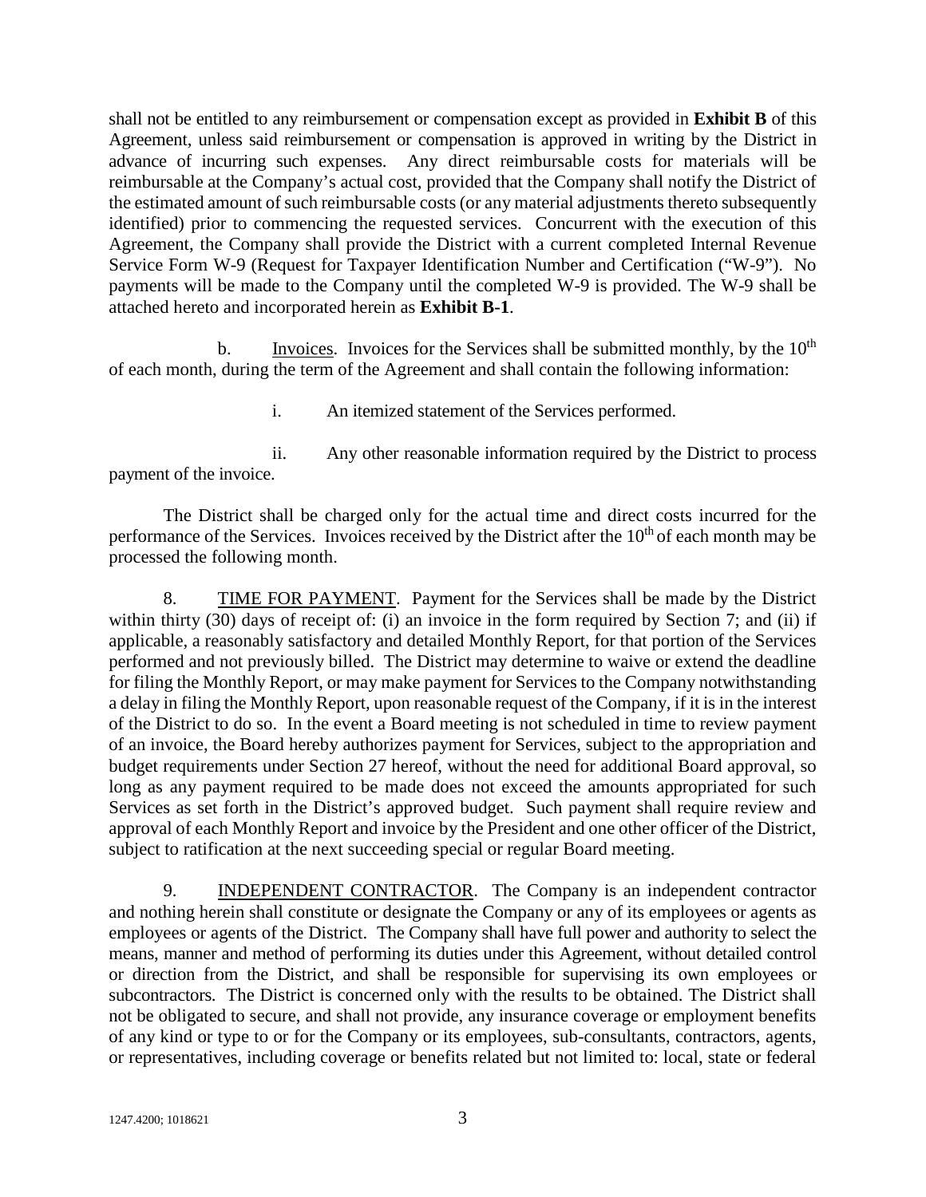shall not be entitled to any reimbursement or compensation except as provided in **Exhibit B** of this Agreement, unless said reimbursement or compensation is approved in writing by the District in advance of incurring such expenses. Any direct reimbursable costs for materials will be reimbursable at the Company's actual cost, provided that the Company shall notify the District of the estimated amount of such reimbursable costs (or any material adjustments thereto subsequently identified) prior to commencing the requested services. Concurrent with the execution of this Agreement, the Company shall provide the District with a current completed Internal Revenue Service Form W-9 (Request for Taxpayer Identification Number and Certification ("W-9"). No payments will be made to the Company until the completed W-9 is provided. The W-9 shall be attached hereto and incorporated herein as **Exhibit B-1**.

b. Invoices. Invoices for the Services shall be submitted monthly, by the 10th of each month, during the term of the Agreement and shall contain the following information:

i. An itemized statement of the Services performed.

ii. Any other reasonable information required by the District to process payment of the invoice.

The District shall be charged only for the actual time and direct costs incurred for the performance of the Services. Invoices received by the District after the 10th of each month may be processed the following month.

8. TIME FOR PAYMENT. Payment for the Services shall be made by the District within thirty (30) days of receipt of: (i) an invoice in the form required by Section 7; and (ii) if applicable, a reasonably satisfactory and detailed Monthly Report, for that portion of the Services performed and not previously billed. The District may determine to waive or extend the deadline for filing the Monthly Report, or may make payment for Services to the Company notwithstanding a delay in filing the Monthly Report, upon reasonable request of the Company, if it is in the interest of the District to do so. In the event a Board meeting is not scheduled in time to review payment of an invoice, the Board hereby authorizes payment for Services, subject to the appropriation and budget requirements under Section 27 hereof, without the need for additional Board approval, so long as any payment required to be made does not exceed the amounts appropriated for such Services as set forth in the District's approved budget. Such payment shall require review and approval of each Monthly Report and invoice by the President and one other officer of the District, subject to ratification at the next succeeding special or regular Board meeting.

9. INDEPENDENT CONTRACTOR. The Company is an independent contractor and nothing herein shall constitute or designate the Company or any of its employees or agents as employees or agents of the District. The Company shall have full power and authority to select the means, manner and method of performing its duties under this Agreement, without detailed control or direction from the District, and shall be responsible for supervising its own employees or subcontractors. The District is concerned only with the results to be obtained. The District shall not be obligated to secure, and shall not provide, any insurance coverage or employment benefits of any kind or type to or for the Company or its employees, sub-consultants, contractors, agents, or representatives, including coverage or benefits related but not limited to: local, state or federal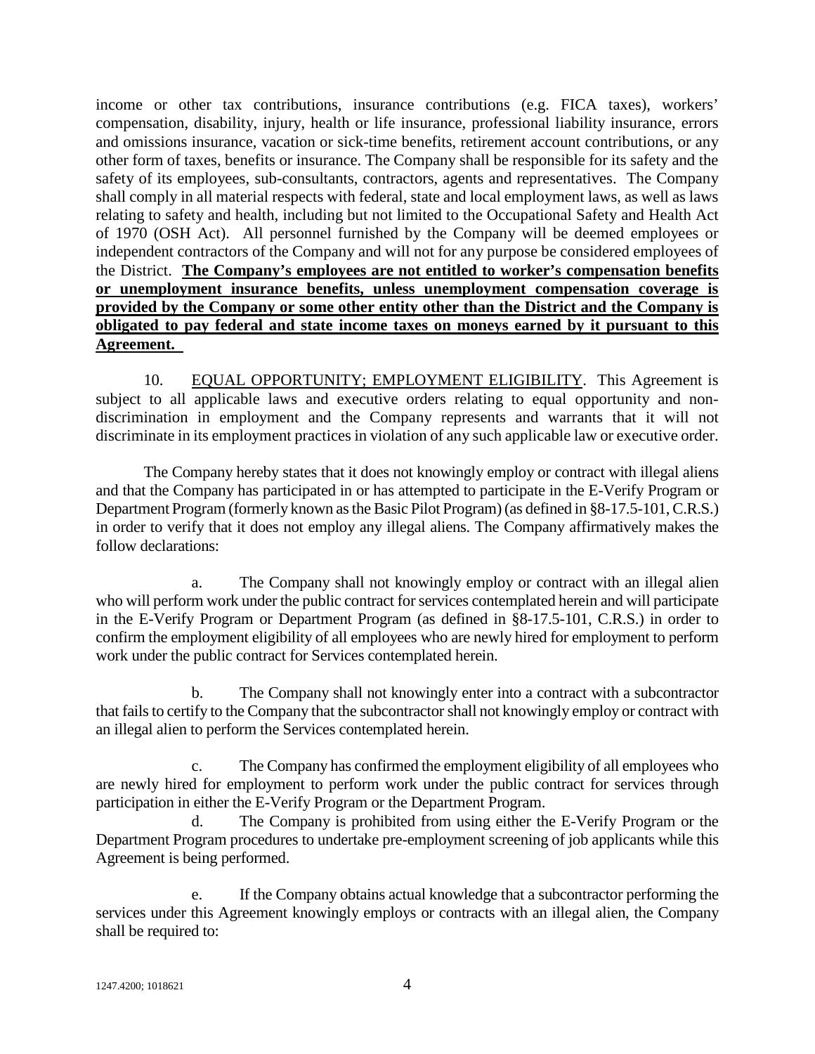income or other tax contributions, insurance contributions (e.g. FICA taxes), workers' compensation, disability, injury, health or life insurance, professional liability insurance, errors and omissions insurance, vacation or sick-time benefits, retirement account contributions, or any other form of taxes, benefits or insurance. The Company shall be responsible for its safety and the safety of its employees, sub-consultants, contractors, agents and representatives. The Company shall comply in all material respects with federal, state and local employment laws, as well as laws relating to safety and health, including but not limited to the Occupational Safety and Health Act of 1970 (OSH Act). All personnel furnished by the Company will be deemed employees or independent contractors of the Company and will not for any purpose be considered employees of the District. **<u>The Company's employees are not entitled to worker's compensation benefits or unemployment insurance benefits, unless unemployment compensation coverage is provided by the Company or some other entity other than the District and the Company is obligated to pay federal and state income taxes on moneys earned by it pursuant to this Agreement.</u>**

10. <u>EQUAL OPPORTUNITY; EMPLOYMENT ELIGIBILITY</u>. This Agreement is subject to all applicable laws and executive orders relating to equal opportunity and non-discrimination in employment and the Company represents and warrants that it will not discriminate in its employment practices in violation of any such applicable law or executive order.

The Company hereby states that it does not knowingly employ or contract with illegal aliens and that the Company has participated in or has attempted to participate in the E-Verify Program or Department Program (formerly known as the Basic Pilot Program) (as defined in §8-17.5-101, C.R.S.) in order to verify that it does not employ any illegal aliens. The Company affirmatively makes the follow declarations:

a. The Company shall not knowingly employ or contract with an illegal alien who will perform work under the public contract for services contemplated herein and will participate in the E-Verify Program or Department Program (as defined in §8-17.5-101, C.R.S.) in order to confirm the employment eligibility of all employees who are newly hired for employment to perform work under the public contract for Services contemplated herein.

b. The Company shall not knowingly enter into a contract with a subcontractor that fails to certify to the Company that the subcontractor shall not knowingly employ or contract with an illegal alien to perform the Services contemplated herein.

c. The Company has confirmed the employment eligibility of all employees who are newly hired for employment to perform work under the public contract for services through participation in either the E-Verify Program or the Department Program.

d. The Company is prohibited from using either the E-Verify Program or the Department Program procedures to undertake pre-employment screening of job applicants while this Agreement is being performed.

e. If the Company obtains actual knowledge that a subcontractor performing the services under this Agreement knowingly employs or contracts with an illegal alien, the Company shall be required to: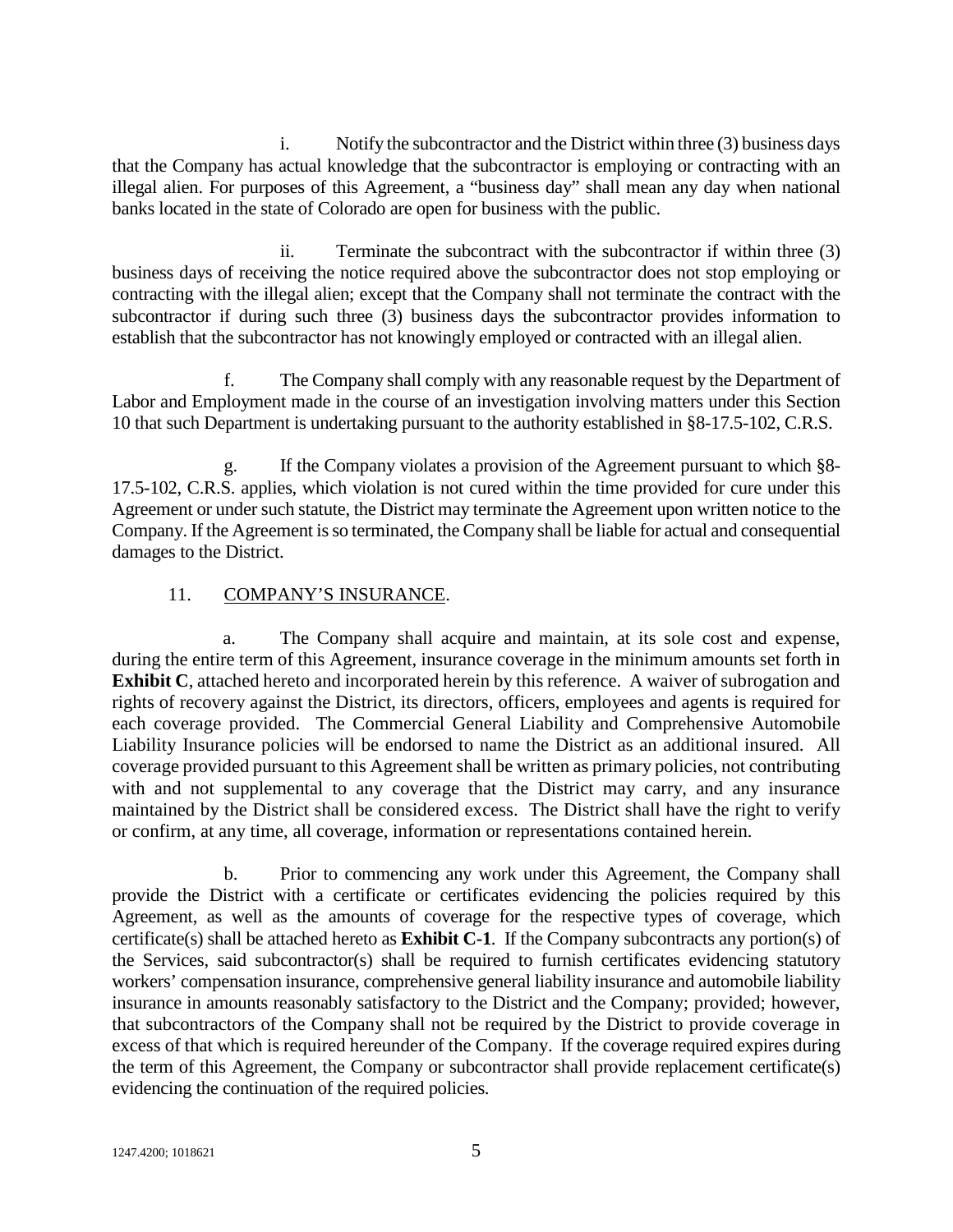i. Notify the subcontractor and the District within three (3) business days that the Company has actual knowledge that the subcontractor is employing or contracting with an illegal alien. For purposes of this Agreement, a "business day" shall mean any day when national banks located in the state of Colorado are open for business with the public.

ii. Terminate the subcontract with the subcontractor if within three (3) business days of receiving the notice required above the subcontractor does not stop employing or contracting with the illegal alien; except that the Company shall not terminate the contract with the subcontractor if during such three (3) business days the subcontractor provides information to establish that the subcontractor has not knowingly employed or contracted with an illegal alien.

f. The Company shall comply with any reasonable request by the Department of Labor and Employment made in the course of an investigation involving matters under this Section 10 that such Department is undertaking pursuant to the authority established in §8-17.5-102, C.R.S.

g. If the Company violates a provision of the Agreement pursuant to which §8-17.5-102, C.R.S. applies, which violation is not cured within the time provided for cure under this Agreement or under such statute, the District may terminate the Agreement upon written notice to the Company. If the Agreement is so terminated, the Company shall be liable for actual and consequential damages to the District.

11. COMPANY'S INSURANCE.

a. The Company shall acquire and maintain, at its sole cost and expense, during the entire term of this Agreement, insurance coverage in the minimum amounts set forth in **Exhibit C**, attached hereto and incorporated herein by this reference. A waiver of subrogation and rights of recovery against the District, its directors, officers, employees and agents is required for each coverage provided. The Commercial General Liability and Comprehensive Automobile Liability Insurance policies will be endorsed to name the District as an additional insured. All coverage provided pursuant to this Agreement shall be written as primary policies, not contributing with and not supplemental to any coverage that the District may carry, and any insurance maintained by the District shall be considered excess. The District shall have the right to verify or confirm, at any time, all coverage, information or representations contained herein.

b. Prior to commencing any work under this Agreement, the Company shall provide the District with a certificate or certificates evidencing the policies required by this Agreement, as well as the amounts of coverage for the respective types of coverage, which certificate(s) shall be attached hereto as **Exhibit C-1**. If the Company subcontracts any portion(s) of the Services, said subcontractor(s) shall be required to furnish certificates evidencing statutory workers' compensation insurance, comprehensive general liability insurance and automobile liability insurance in amounts reasonably satisfactory to the District and the Company; provided; however, that subcontractors of the Company shall not be required by the District to provide coverage in excess of that which is required hereunder of the Company. If the coverage required expires during the term of this Agreement, the Company or subcontractor shall provide replacement certificate(s) evidencing the continuation of the required policies.

1247.4200; 1018621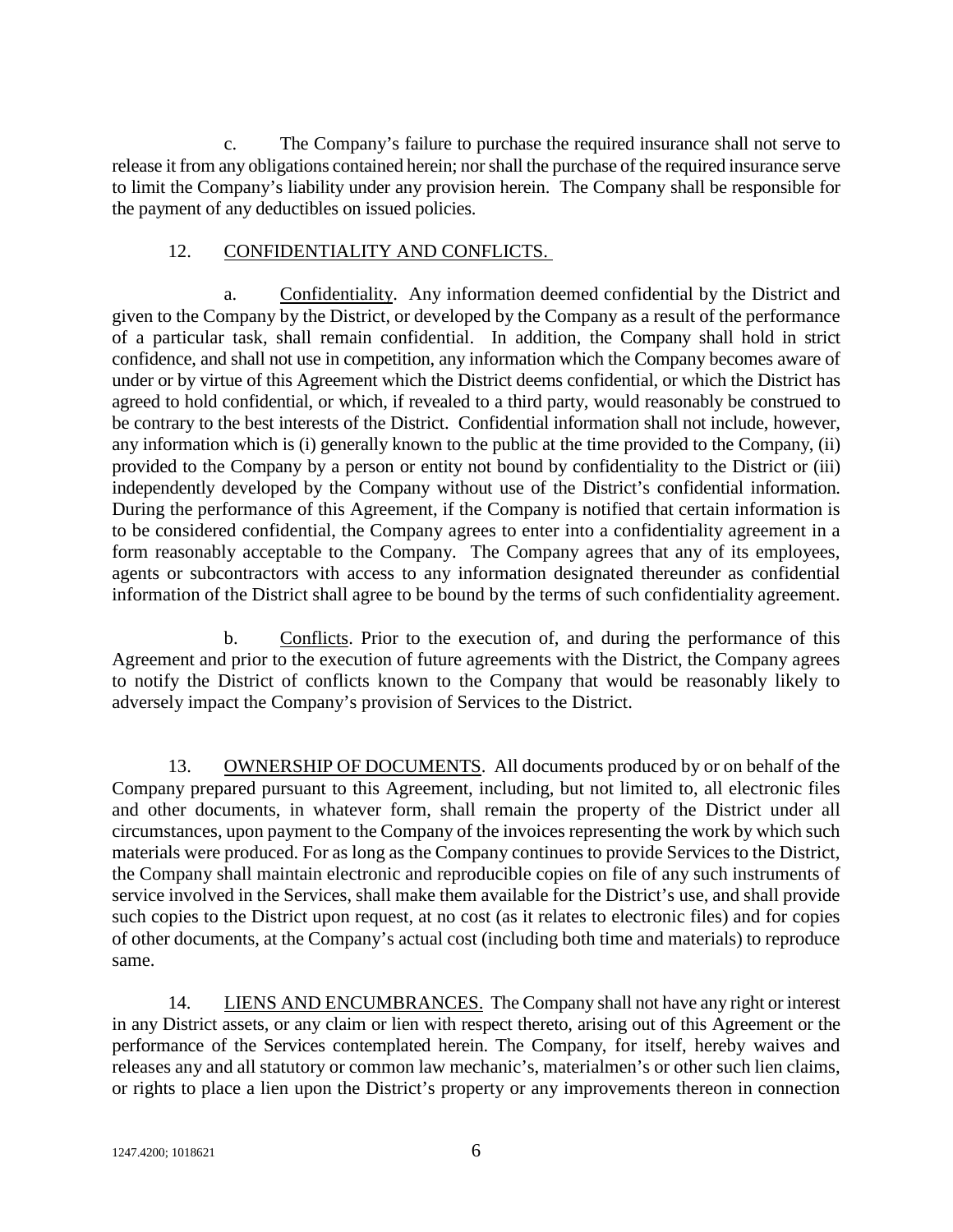c. The Company's failure to purchase the required insurance shall not serve to release it from any obligations contained herein; nor shall the purchase of the required insurance serve to limit the Company's liability under any provision herein. The Company shall be responsible for the payment of any deductibles on issued policies.

12. CONFIDENTIALITY AND CONFLICTS.

a. Confidentiality. Any information deemed confidential by the District and given to the Company by the District, or developed by the Company as a result of the performance of a particular task, shall remain confidential. In addition, the Company shall hold in strict confidence, and shall not use in competition, any information which the Company becomes aware of under or by virtue of this Agreement which the District deems confidential, or which the District has agreed to hold confidential, or which, if revealed to a third party, would reasonably be construed to be contrary to the best interests of the District. Confidential information shall not include, however, any information which is (i) generally known to the public at the time provided to the Company, (ii) provided to the Company by a person or entity not bound by confidentiality to the District or (iii) independently developed by the Company without use of the District's confidential information. During the performance of this Agreement, if the Company is notified that certain information is to be considered confidential, the Company agrees to enter into a confidentiality agreement in a form reasonably acceptable to the Company. The Company agrees that any of its employees, agents or subcontractors with access to any information designated thereunder as confidential information of the District shall agree to be bound by the terms of such confidentiality agreement.

b. Conflicts. Prior to the execution of, and during the performance of this Agreement and prior to the execution of future agreements with the District, the Company agrees to notify the District of conflicts known to the Company that would be reasonably likely to adversely impact the Company's provision of Services to the District.

13. OWNERSHIP OF DOCUMENTS. All documents produced by or on behalf of the Company prepared pursuant to this Agreement, including, but not limited to, all electronic files and other documents, in whatever form, shall remain the property of the District under all circumstances, upon payment to the Company of the invoices representing the work by which such materials were produced. For as long as the Company continues to provide Services to the District, the Company shall maintain electronic and reproducible copies on file of any such instruments of service involved in the Services, shall make them available for the District's use, and shall provide such copies to the District upon request, at no cost (as it relates to electronic files) and for copies of other documents, at the Company's actual cost (including both time and materials) to reproduce same.

14. LIENS AND ENCUMBRANCES. The Company shall not have any right or interest in any District assets, or any claim or lien with respect thereto, arising out of this Agreement or the performance of the Services contemplated herein. The Company, for itself, hereby waives and releases any and all statutory or common law mechanic's, materialmen's or other such lien claims, or rights to place a lien upon the District's property or any improvements thereon in connection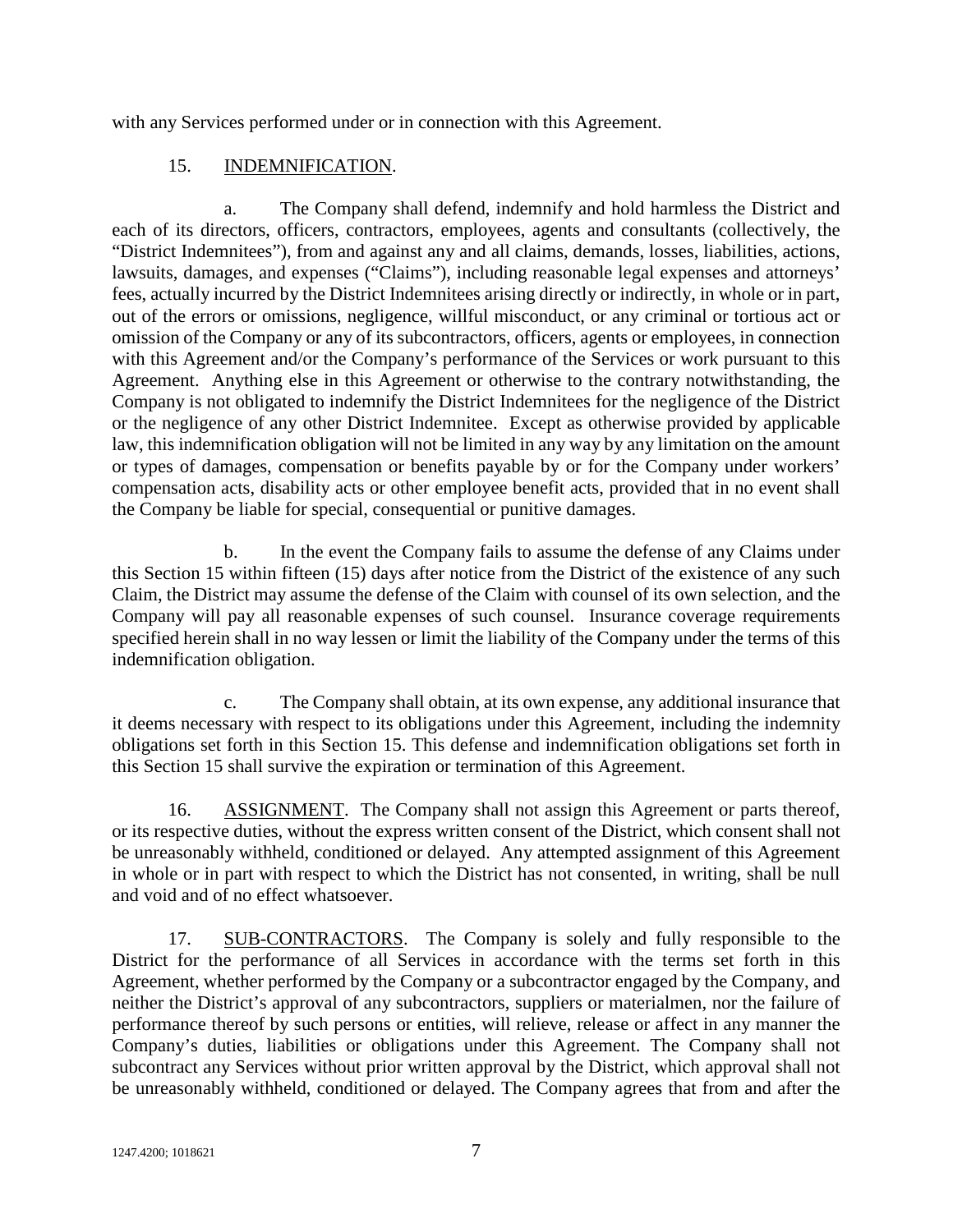with any Services performed under or in connection with this Agreement.

15. INDEMNIFICATION.

a. The Company shall defend, indemnify and hold harmless the District and each of its directors, officers, contractors, employees, agents and consultants (collectively, the "District Indemnitees"), from and against any and all claims, demands, losses, liabilities, actions, lawsuits, damages, and expenses ("Claims"), including reasonable legal expenses and attorneys' fees, actually incurred by the District Indemnitees arising directly or indirectly, in whole or in part, out of the errors or omissions, negligence, willful misconduct, or any criminal or tortious act or omission of the Company or any of its subcontractors, officers, agents or employees, in connection with this Agreement and/or the Company's performance of the Services or work pursuant to this Agreement. Anything else in this Agreement or otherwise to the contrary notwithstanding, the Company is not obligated to indemnify the District Indemnitees for the negligence of the District or the negligence of any other District Indemnitee. Except as otherwise provided by applicable law, this indemnification obligation will not be limited in any way by any limitation on the amount or types of damages, compensation or benefits payable by or for the Company under workers' compensation acts, disability acts or other employee benefit acts, provided that in no event shall the Company be liable for special, consequential or punitive damages.

b. In the event the Company fails to assume the defense of any Claims under this Section 15 within fifteen (15) days after notice from the District of the existence of any such Claim, the District may assume the defense of the Claim with counsel of its own selection, and the Company will pay all reasonable expenses of such counsel. Insurance coverage requirements specified herein shall in no way lessen or limit the liability of the Company under the terms of this indemnification obligation.

c. The Company shall obtain, at its own expense, any additional insurance that it deems necessary with respect to its obligations under this Agreement, including the indemnity obligations set forth in this Section 15. This defense and indemnification obligations set forth in this Section 15 shall survive the expiration or termination of this Agreement.

16. ASSIGNMENT. The Company shall not assign this Agreement or parts thereof, or its respective duties, without the express written consent of the District, which consent shall not be unreasonably withheld, conditioned or delayed. Any attempted assignment of this Agreement in whole or in part with respect to which the District has not consented, in writing, shall be null and void and of no effect whatsoever.

17. SUB-CONTRACTORS. The Company is solely and fully responsible to the District for the performance of all Services in accordance with the terms set forth in this Agreement, whether performed by the Company or a subcontractor engaged by the Company, and neither the District's approval of any subcontractors, suppliers or materialmen, nor the failure of performance thereof by such persons or entities, will relieve, release or affect in any manner the Company's duties, liabilities or obligations under this Agreement. The Company shall not subcontract any Services without prior written approval by the District, which approval shall not be unreasonably withheld, conditioned or delayed. The Company agrees that from and after the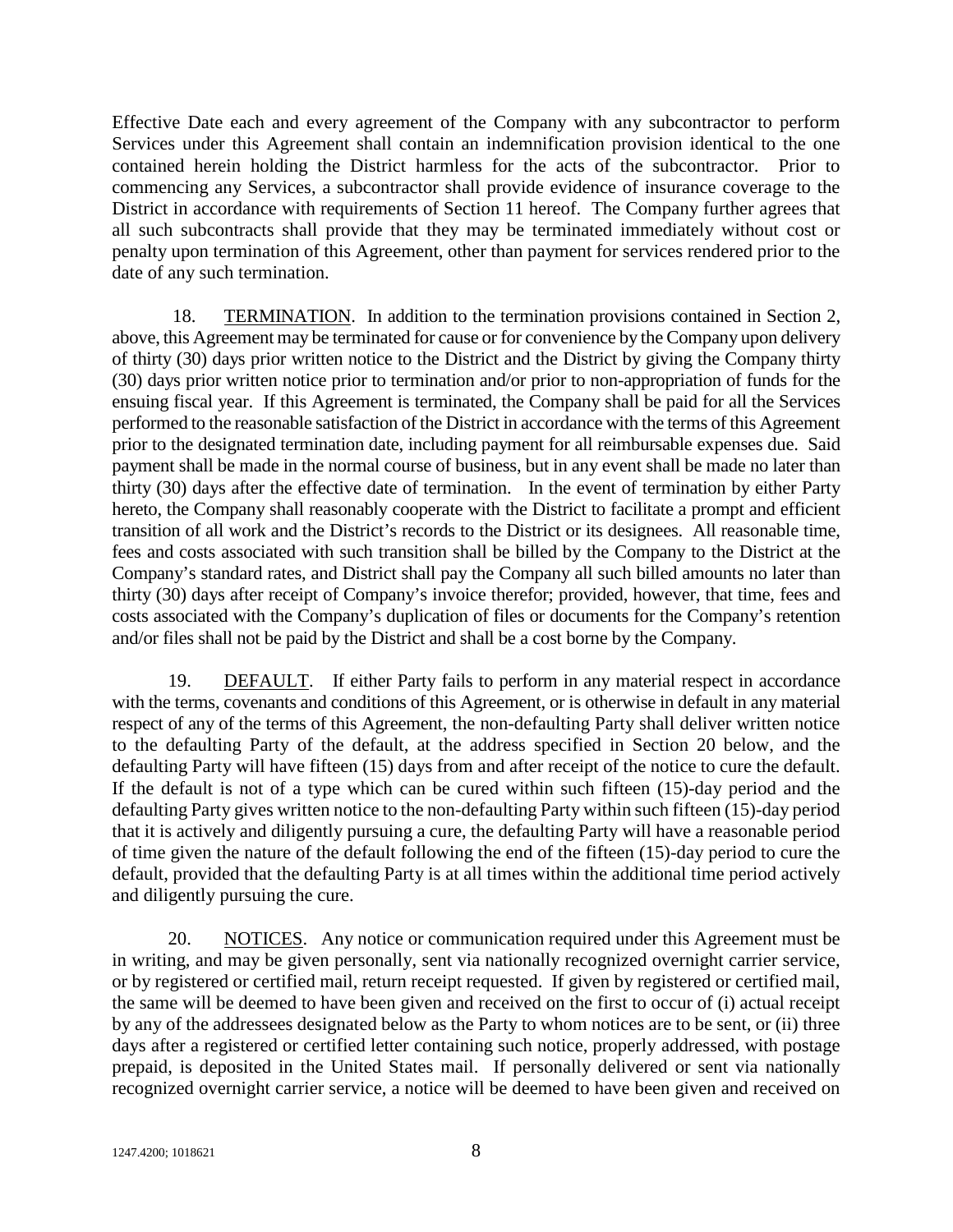Effective Date each and every agreement of the Company with any subcontractor to perform Services under this Agreement shall contain an indemnification provision identical to the one contained herein holding the District harmless for the acts of the subcontractor. Prior to commencing any Services, a subcontractor shall provide evidence of insurance coverage to the District in accordance with requirements of Section 11 hereof. The Company further agrees that all such subcontracts shall provide that they may be terminated immediately without cost or penalty upon termination of this Agreement, other than payment for services rendered prior to the date of any such termination.

18. TERMINATION. In addition to the termination provisions contained in Section 2, above, this Agreement may be terminated for cause or for convenience by the Company upon delivery of thirty (30) days prior written notice to the District and the District by giving the Company thirty (30) days prior written notice prior to termination and/or prior to non-appropriation of funds for the ensuing fiscal year. If this Agreement is terminated, the Company shall be paid for all the Services performed to the reasonable satisfaction of the District in accordance with the terms of this Agreement prior to the designated termination date, including payment for all reimbursable expenses due. Said payment shall be made in the normal course of business, but in any event shall be made no later than thirty (30) days after the effective date of termination. In the event of termination by either Party hereto, the Company shall reasonably cooperate with the District to facilitate a prompt and efficient transition of all work and the District's records to the District or its designees. All reasonable time, fees and costs associated with such transition shall be billed by the Company to the District at the Company's standard rates, and District shall pay the Company all such billed amounts no later than thirty (30) days after receipt of Company's invoice therefor; provided, however, that time, fees and costs associated with the Company's duplication of files or documents for the Company's retention and/or files shall not be paid by the District and shall be a cost borne by the Company.

19. DEFAULT. If either Party fails to perform in any material respect in accordance with the terms, covenants and conditions of this Agreement, or is otherwise in default in any material respect of any of the terms of this Agreement, the non-defaulting Party shall deliver written notice to the defaulting Party of the default, at the address specified in Section 20 below, and the defaulting Party will have fifteen (15) days from and after receipt of the notice to cure the default. If the default is not of a type which can be cured within such fifteen (15)-day period and the defaulting Party gives written notice to the non-defaulting Party within such fifteen (15)-day period that it is actively and diligently pursuing a cure, the defaulting Party will have a reasonable period of time given the nature of the default following the end of the fifteen (15)-day period to cure the default, provided that the defaulting Party is at all times within the additional time period actively and diligently pursuing the cure.

20. NOTICES. Any notice or communication required under this Agreement must be in writing, and may be given personally, sent via nationally recognized overnight carrier service, or by registered or certified mail, return receipt requested. If given by registered or certified mail, the same will be deemed to have been given and received on the first to occur of (i) actual receipt by any of the addressees designated below as the Party to whom notices are to be sent, or (ii) three days after a registered or certified letter containing such notice, properly addressed, with postage prepaid, is deposited in the United States mail. If personally delivered or sent via nationally recognized overnight carrier service, a notice will be deemed to have been given and received on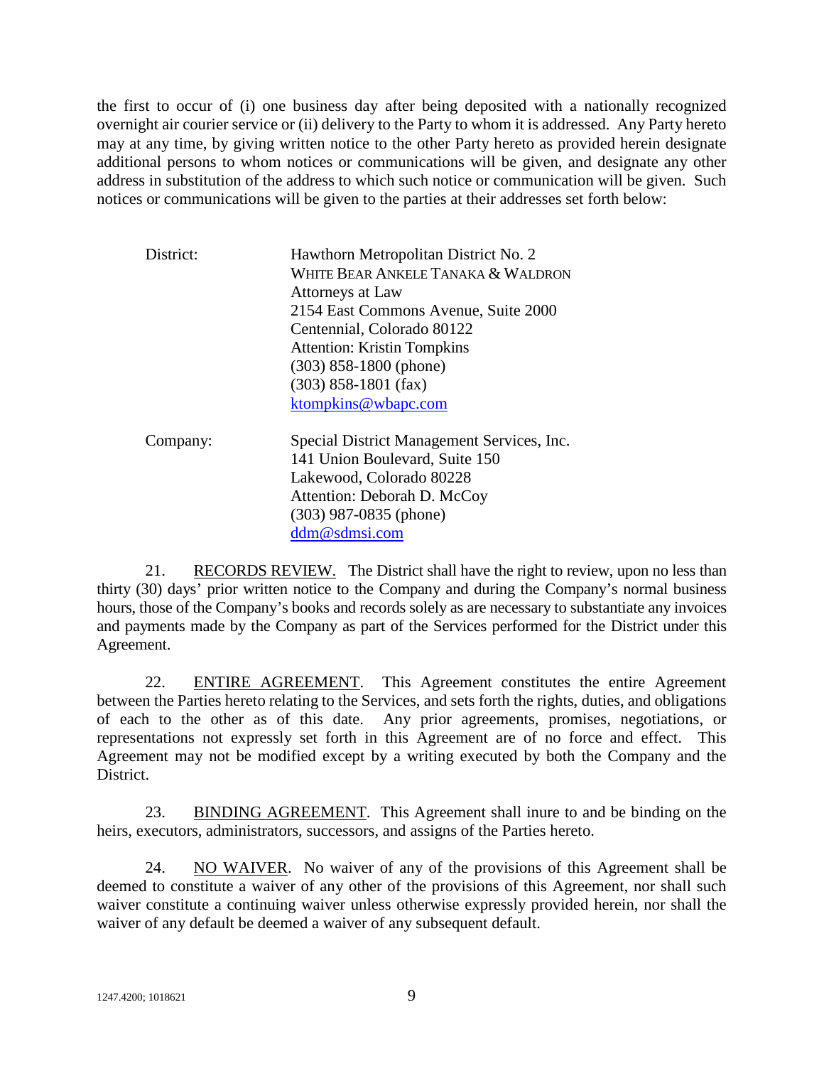the first to occur of (i) one business day after being deposited with a nationally recognized overnight air courier service or (ii) delivery to the Party to whom it is addressed. Any Party hereto may at any time, by giving written notice to the other Party hereto as provided herein designate additional persons to whom notices or communications will be given, and designate any other address in substitution of the address to which such notice or communication will be given. Such notices or communications will be given to the parties at their addresses set forth below:

District:
Hawthorn Metropolitan District No. 2
WHITE BEAR ANKELE TANAKA & WALDRON
Attorneys at Law
2154 East Commons Avenue, Suite 2000
Centennial, Colorado 80122
Attention: Kristin Tompkins
(303) 858-1800 (phone)
(303) 858-1801 (fax)
ktompkins@wbapc.com

Company:
Special District Management Services, Inc.
141 Union Boulevard, Suite 150
Lakewood, Colorado 80228
Attention: Deborah D. McCoy
(303) 987-0835 (phone)
ddm@sdmsi.com

21. RECORDS REVIEW. The District shall have the right to review, upon no less than thirty (30) days' prior written notice to the Company and during the Company's normal business hours, those of the Company's books and records solely as are necessary to substantiate any invoices and payments made by the Company as part of the Services performed for the District under this Agreement.

22. ENTIRE AGREEMENT. This Agreement constitutes the entire Agreement between the Parties hereto relating to the Services, and sets forth the rights, duties, and obligations of each to the other as of this date. Any prior agreements, promises, negotiations, or representations not expressly set forth in this Agreement are of no force and effect. This Agreement may not be modified except by a writing executed by both the Company and the District.

23. BINDING AGREEMENT. This Agreement shall inure to and be binding on the heirs, executors, administrators, successors, and assigns of the Parties hereto.

24. NO WAIVER. No waiver of any of the provisions of this Agreement shall be deemed to constitute a waiver of any other of the provisions of this Agreement, nor shall such waiver constitute a continuing waiver unless otherwise expressly provided herein, nor shall the waiver of any default be deemed a waiver of any subsequent default.

1247.4200; 1018621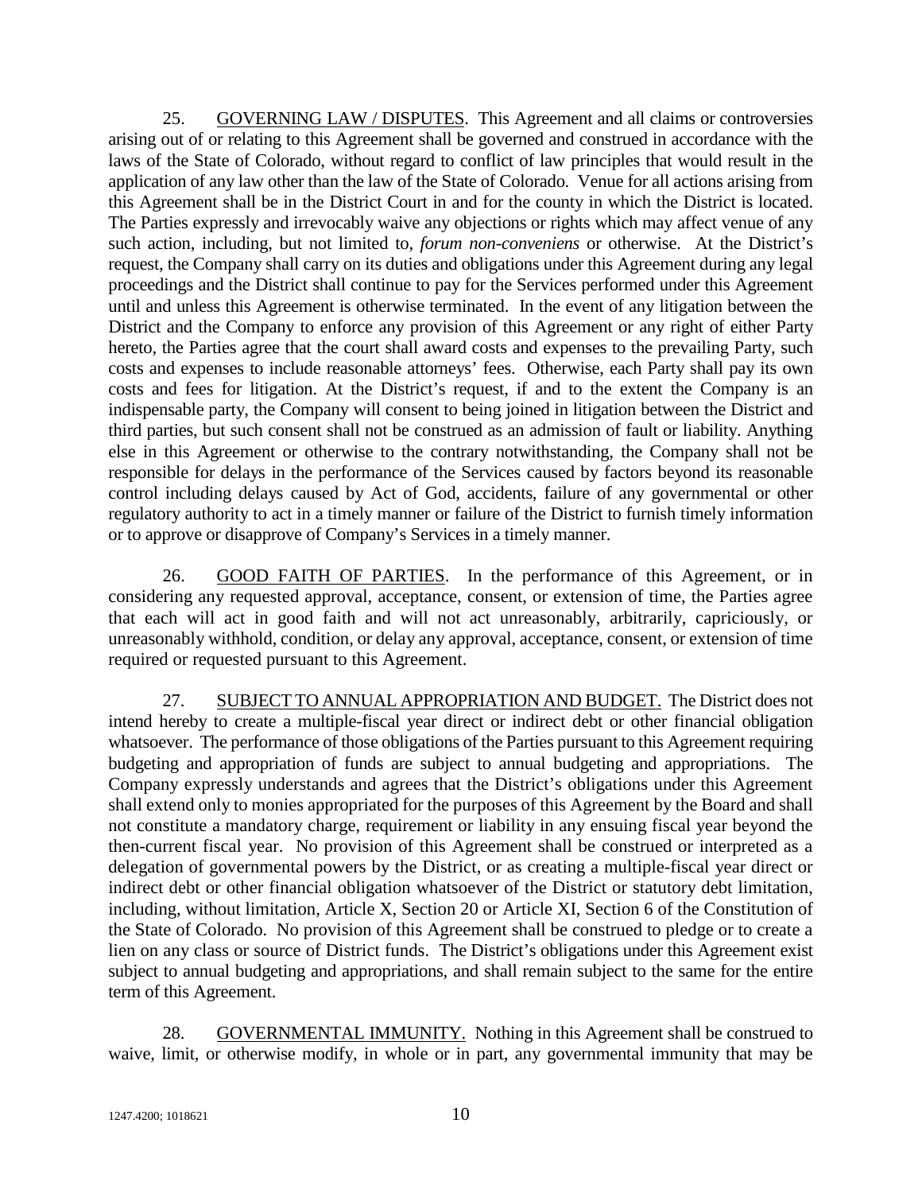25. GOVERNING LAW / DISPUTES. This Agreement and all claims or controversies arising out of or relating to this Agreement shall be governed and construed in accordance with the laws of the State of Colorado, without regard to conflict of law principles that would result in the application of any law other than the law of the State of Colorado. Venue for all actions arising from this Agreement shall be in the District Court in and for the county in which the District is located. The Parties expressly and irrevocably waive any objections or rights which may affect venue of any such action, including, but not limited to, *forum non-conveniens* or otherwise. At the District's request, the Company shall carry on its duties and obligations under this Agreement during any legal proceedings and the District shall continue to pay for the Services performed under this Agreement until and unless this Agreement is otherwise terminated. In the event of any litigation between the District and the Company to enforce any provision of this Agreement or any right of either Party hereto, the Parties agree that the court shall award costs and expenses to the prevailing Party, such costs and expenses to include reasonable attorneys' fees. Otherwise, each Party shall pay its own costs and fees for litigation. At the District's request, if and to the extent the Company is an indispensable party, the Company will consent to being joined in litigation between the District and third parties, but such consent shall not be construed as an admission of fault or liability. Anything else in this Agreement or otherwise to the contrary notwithstanding, the Company shall not be responsible for delays in the performance of the Services caused by factors beyond its reasonable control including delays caused by Act of God, accidents, failure of any governmental or other regulatory authority to act in a timely manner or failure of the District to furnish timely information or to approve or disapprove of Company's Services in a timely manner.

26. GOOD FAITH OF PARTIES. In the performance of this Agreement, or in considering any requested approval, acceptance, consent, or extension of time, the Parties agree that each will act in good faith and will not act unreasonably, arbitrarily, capriciously, or unreasonably withhold, condition, or delay any approval, acceptance, consent, or extension of time required or requested pursuant to this Agreement.

27. SUBJECT TO ANNUAL APPROPRIATION AND BUDGET. The District does not intend hereby to create a multiple-fiscal year direct or indirect debt or other financial obligation whatsoever. The performance of those obligations of the Parties pursuant to this Agreement requiring budgeting and appropriation of funds are subject to annual budgeting and appropriations. The Company expressly understands and agrees that the District's obligations under this Agreement shall extend only to monies appropriated for the purposes of this Agreement by the Board and shall not constitute a mandatory charge, requirement or liability in any ensuing fiscal year beyond the then-current fiscal year. No provision of this Agreement shall be construed or interpreted as a delegation of governmental powers by the District, or as creating a multiple-fiscal year direct or indirect debt or other financial obligation whatsoever of the District or statutory debt limitation, including, without limitation, Article X, Section 20 or Article XI, Section 6 of the Constitution of the State of Colorado. No provision of this Agreement shall be construed to pledge or to create a lien on any class or source of District funds. The District's obligations under this Agreement exist subject to annual budgeting and appropriations, and shall remain subject to the same for the entire term of this Agreement.

28. GOVERNMENTAL IMMUNITY. Nothing in this Agreement shall be construed to waive, limit, or otherwise modify, in whole or in part, any governmental immunity that may be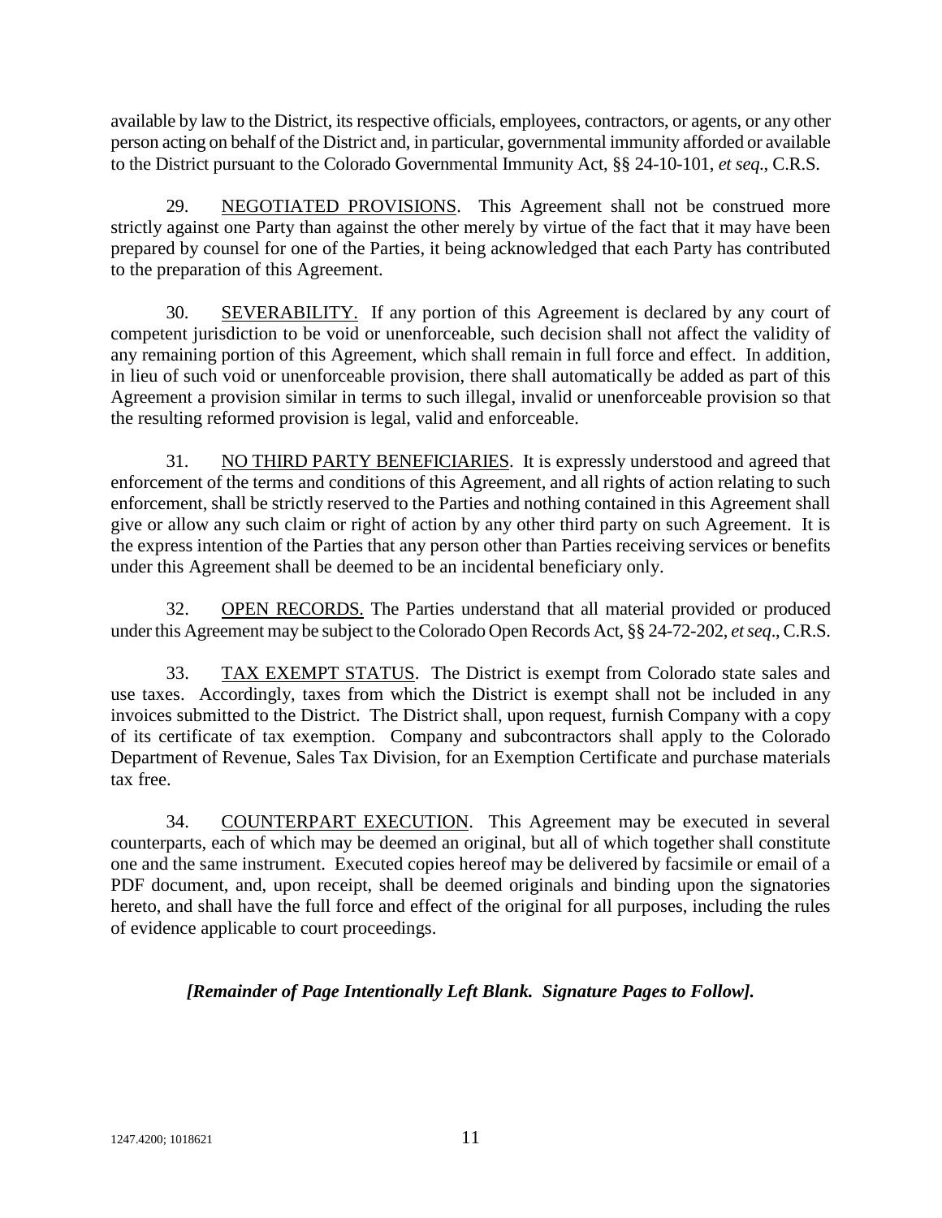available by law to the District, its respective officials, employees, contractors, or agents, or any other person acting on behalf of the District and, in particular, governmental immunity afforded or available to the District pursuant to the Colorado Governmental Immunity Act, §§ 24-10-101, *et seq.*, C.R.S.

29. NEGOTIATED PROVISIONS. This Agreement shall not be construed more strictly against one Party than against the other merely by virtue of the fact that it may have been prepared by counsel for one of the Parties, it being acknowledged that each Party has contributed to the preparation of this Agreement.

30. SEVERABILITY. If any portion of this Agreement is declared by any court of competent jurisdiction to be void or unenforceable, such decision shall not affect the validity of any remaining portion of this Agreement, which shall remain in full force and effect. In addition, in lieu of such void or unenforceable provision, there shall automatically be added as part of this Agreement a provision similar in terms to such illegal, invalid or unenforceable provision so that the resulting reformed provision is legal, valid and enforceable.

31. NO THIRD PARTY BENEFICIARIES. It is expressly understood and agreed that enforcement of the terms and conditions of this Agreement, and all rights of action relating to such enforcement, shall be strictly reserved to the Parties and nothing contained in this Agreement shall give or allow any such claim or right of action by any other third party on such Agreement. It is the express intention of the Parties that any person other than Parties receiving services or benefits under this Agreement shall be deemed to be an incidental beneficiary only.

32. OPEN RECORDS. The Parties understand that all material provided or produced under this Agreement may be subject to the Colorado Open Records Act, §§ 24-72-202, *et seq*., C.R.S.

33. TAX EXEMPT STATUS. The District is exempt from Colorado state sales and use taxes. Accordingly, taxes from which the District is exempt shall not be included in any invoices submitted to the District. The District shall, upon request, furnish Company with a copy of its certificate of tax exemption. Company and subcontractors shall apply to the Colorado Department of Revenue, Sales Tax Division, for an Exemption Certificate and purchase materials tax free.

34. COUNTERPART EXECUTION. This Agreement may be executed in several counterparts, each of which may be deemed an original, but all of which together shall constitute one and the same instrument. Executed copies hereof may be delivered by facsimile or email of a PDF document, and, upon receipt, shall be deemed originals and binding upon the signatories hereto, and shall have the full force and effect of the original for all purposes, including the rules of evidence applicable to court proceedings.

***[Remainder of Page Intentionally Left Blank. Signature Pages to Follow].***

1247.4200; 1018621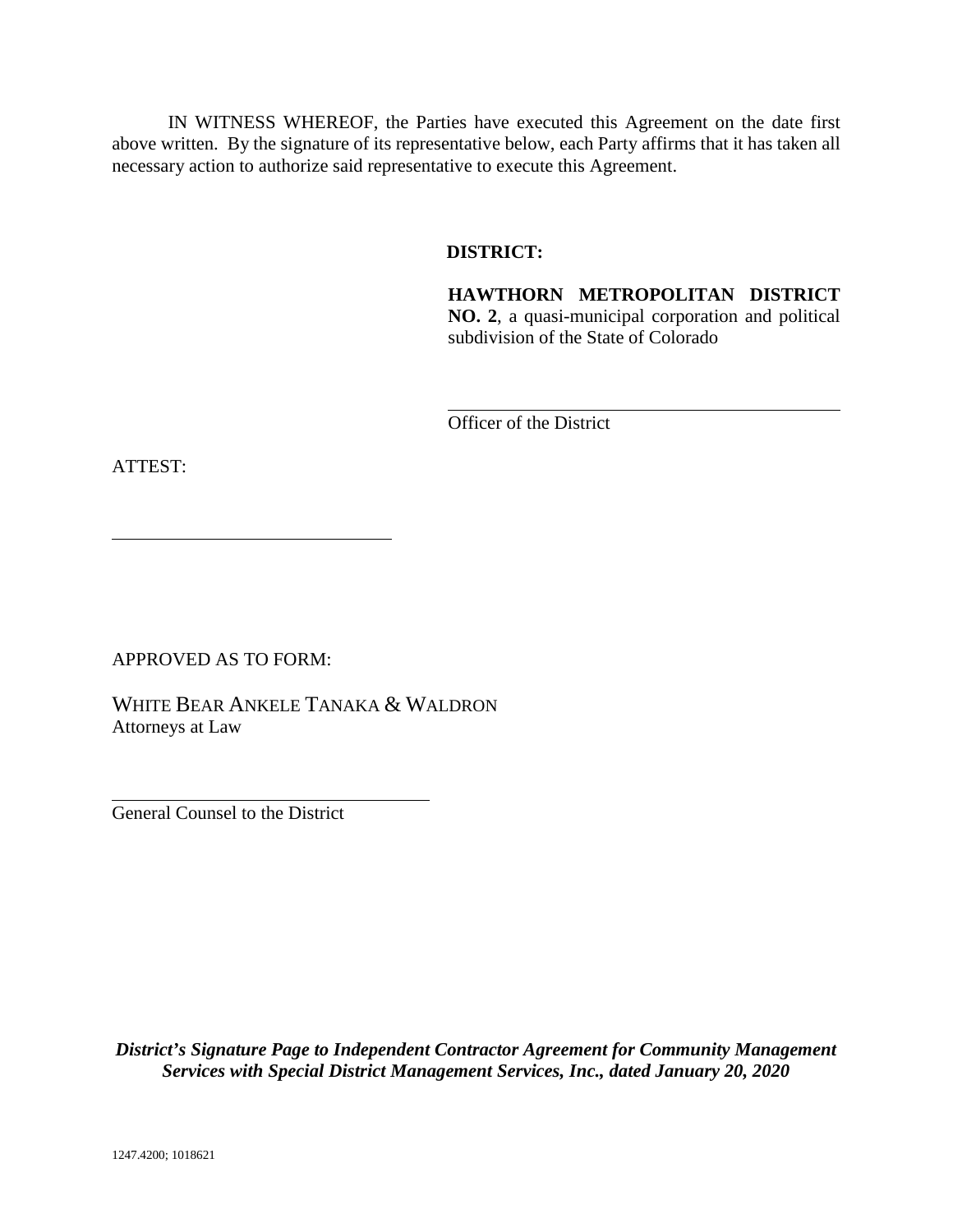IN WITNESS WHEREOF, the Parties have executed this Agreement on the date first above written. By the signature of its representative below, each Party affirms that it has taken all necessary action to authorize said representative to execute this Agreement.

**DISTRICT:**

**HAWTHORN METROPOLITAN DISTRICT NO. 2**, a quasi-municipal corporation and political subdivision of the State of Colorado

\_\_\_\_\_\_\_\_\_\_\_\_\_\_\_\_\_\_\_\_\_\_\_\_\_\_\_\_\_\_\_\_\_\_\_\_\_\_\_\_
Officer of the District

ATTEST:

\_\_\_\_\_\_\_\_\_\_\_\_\_\_\_\_\_\_\_\_\_\_\_\_\_\_\_\_\_\_

APPROVED AS TO FORM:

WHITE BEAR ANKELE TANAKA & WALDRON
Attorneys at Law

\_\_\_\_\_\_\_\_\_\_\_\_\_\_\_\_\_\_\_\_\_\_\_\_\_\_\_\_\_\_\_\_\_\_
General Counsel to the District

***District's Signature Page to Independent Contractor Agreement for Community Management Services with Special District Management Services, Inc., dated January 20, 2020***

1247.4200; 1018621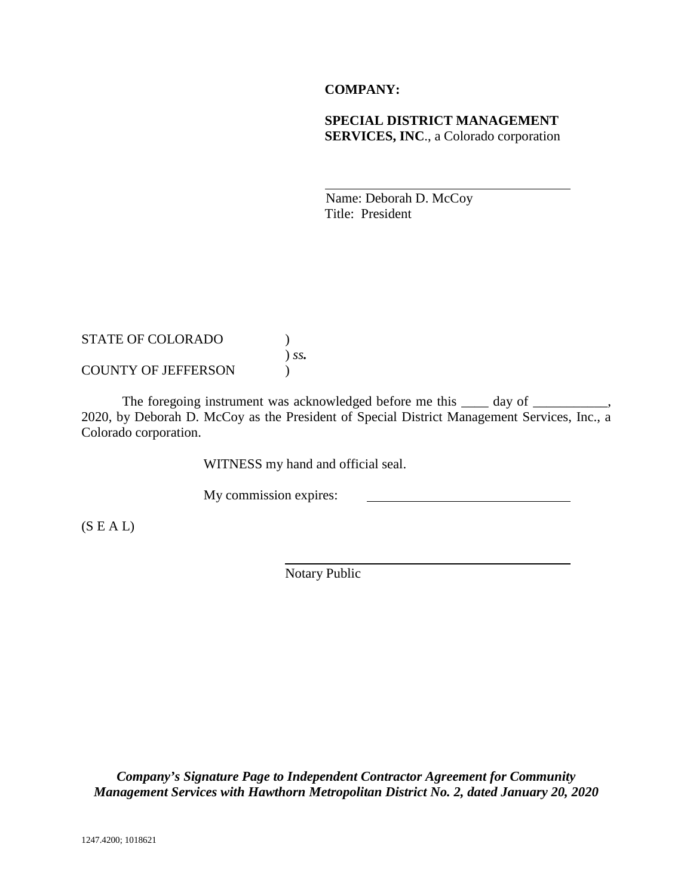**COMPANY:**

**SPECIAL DISTRICT MANAGEMENT SERVICES, INC**., a Colorado corporation

\_\_\_\_\_\_\_\_\_\_\_\_\_\_\_\_\_\_\_\_\_\_\_\_\_\_\_\_\_\_\_\_\_\_\_\_
Name: Deborah D. McCoy
Title: President

STATE OF COLORADO )
) *ss.*
COUNTY OF JEFFERSON )

The foregoing instrument was acknowledged before me this \_\_\_\_ day of \_\_\_\_\_\_\_\_\_\_\_, 2020, by Deborah D. McCoy as the President of Special District Management Services, Inc., a Colorado corporation.

WITNESS my hand and official seal.

My commission expires: \_\_\_\_\_\_\_\_\_\_\_\_\_\_\_\_\_\_\_\_\_\_\_\_\_\_\_\_\_\_

(S E A L)

\_\_\_\_\_\_\_\_\_\_\_\_\_\_\_\_\_\_\_\_\_\_\_\_\_\_\_\_\_\_\_\_\_\_\_\_\_\_\_\_
Notary Public

***Company's Signature Page to Independent Contractor Agreement for Community Management Services with Hawthorn Metropolitan District No. 2, dated January 20, 2020***

1247.4200; 1018621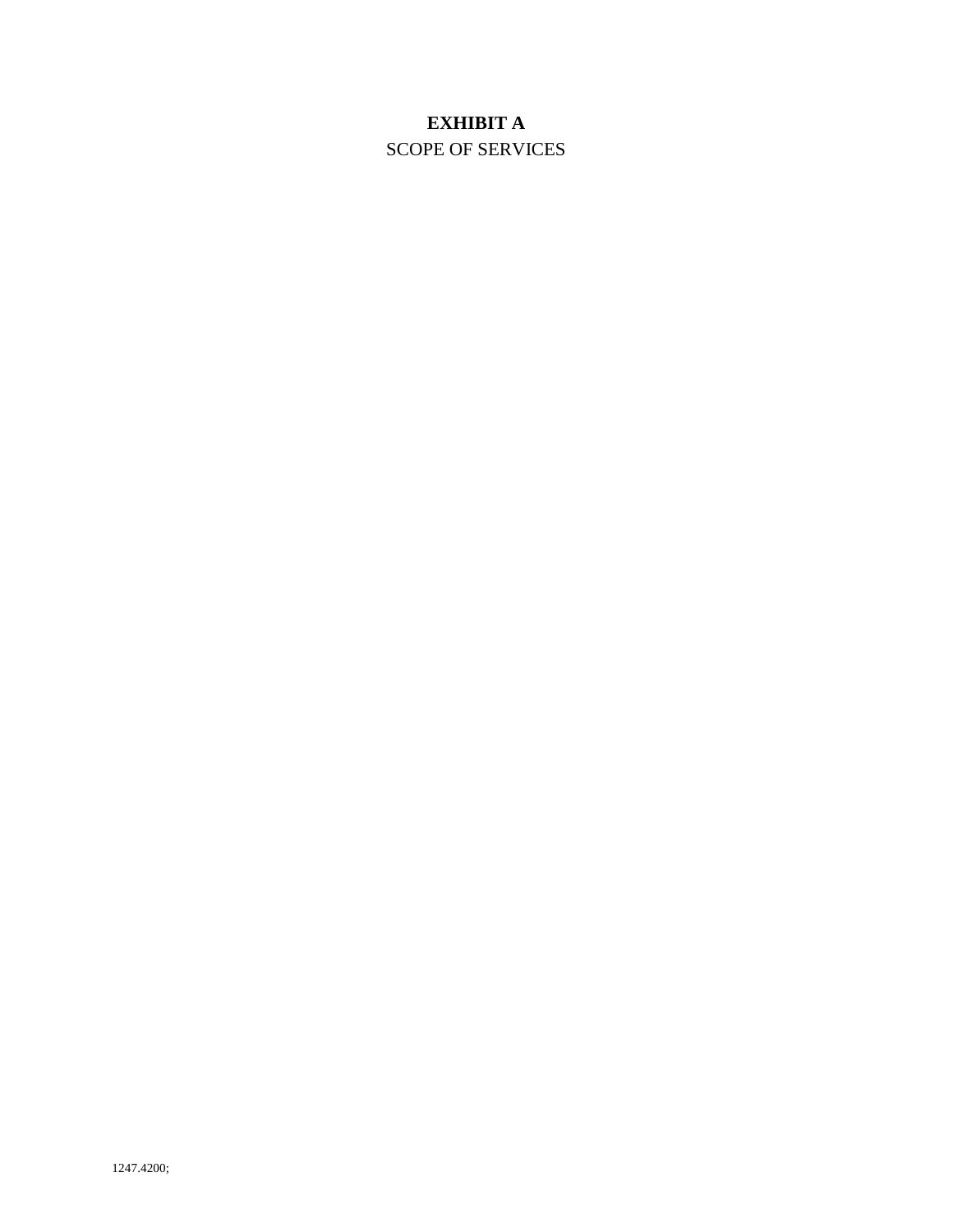**EXHIBIT A**

SCOPE OF SERVICES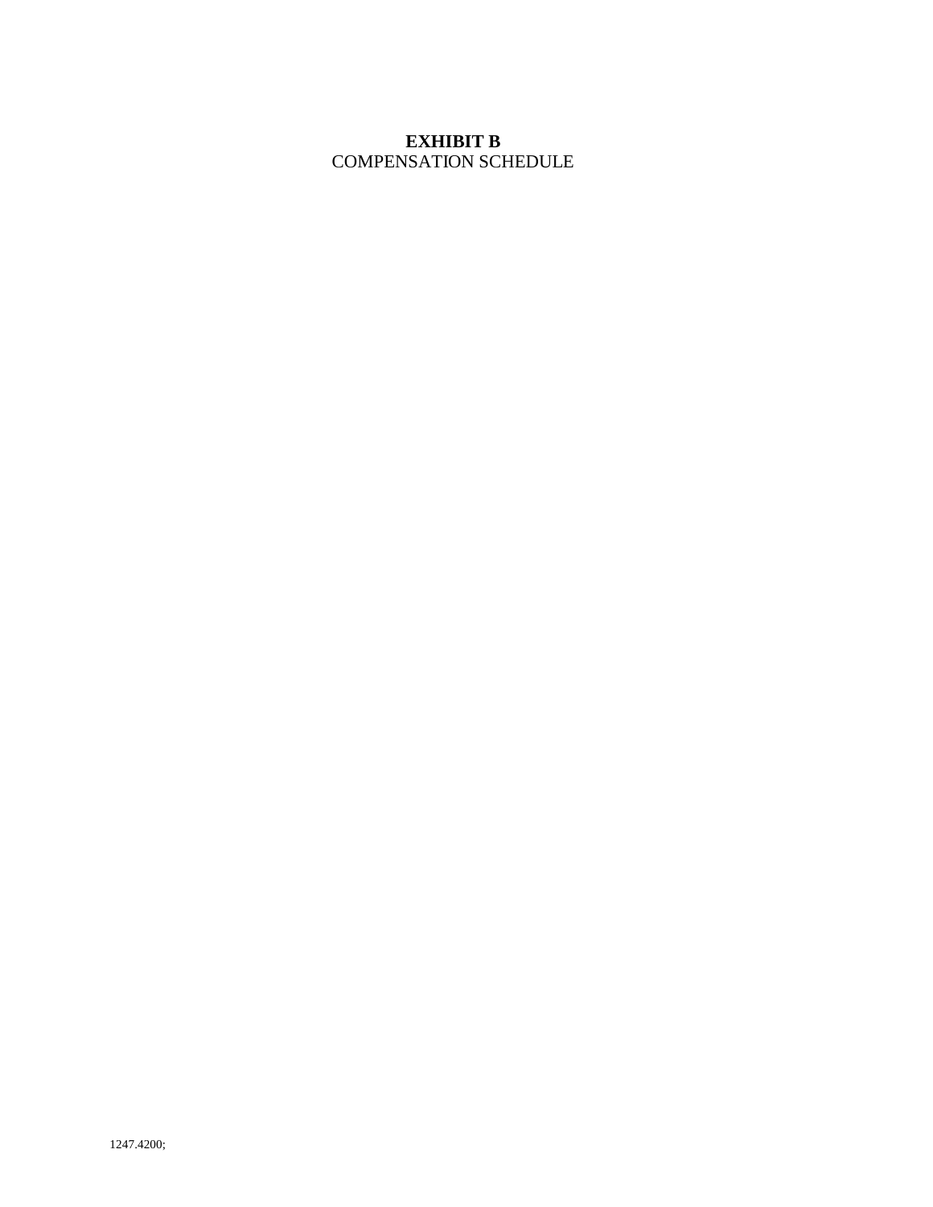# EXHIBIT B

COMPENSATION SCHEDULE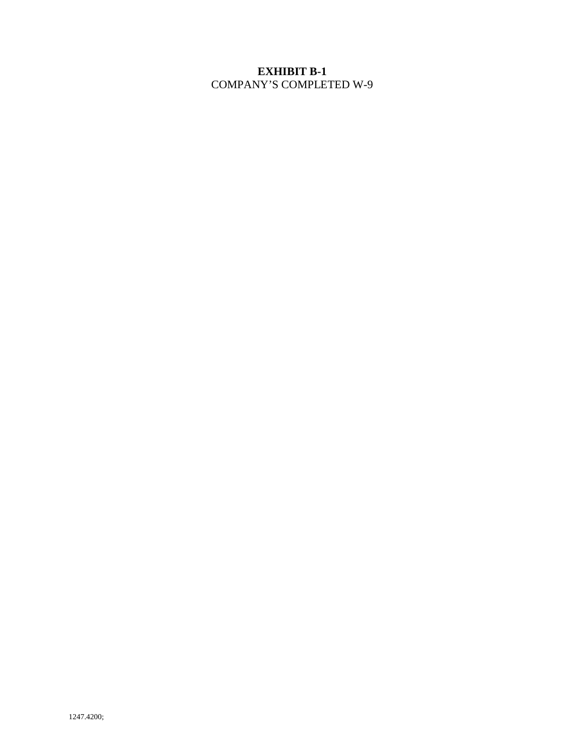# **EXHIBIT B-1**

COMPANY'S COMPLETED W-9

1247.4200;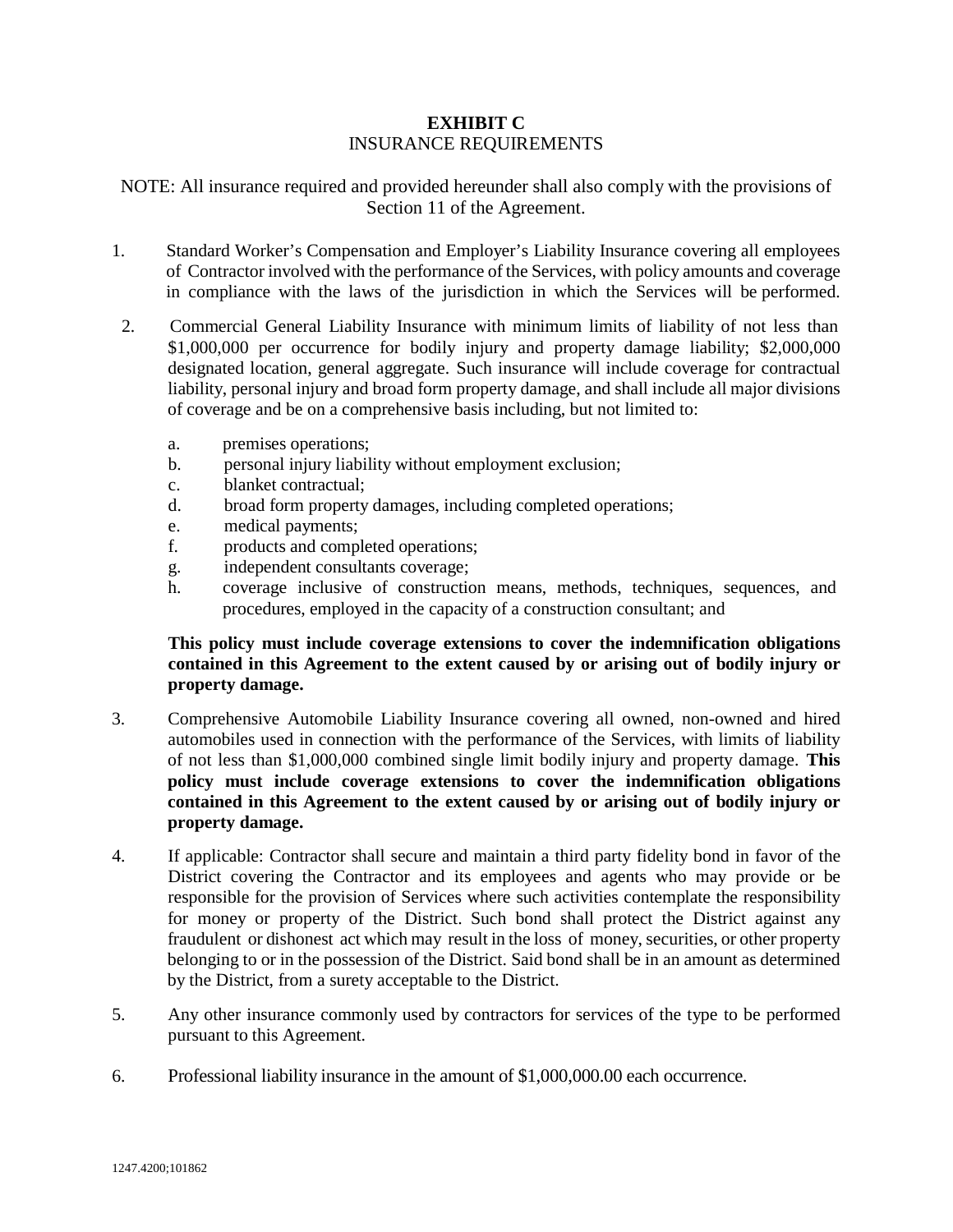# EXHIBIT C

INSURANCE REQUIREMENTS

NOTE: All insurance required and provided hereunder shall also comply with the provisions of Section 11 of the Agreement.

1. Standard Worker's Compensation and Employer's Liability Insurance covering all employees of Contractor involved with the performance of the Services, with policy amounts and coverage in compliance with the laws of the jurisdiction in which the Services will be performed.

2. Commercial General Liability Insurance with minimum limits of liability of not less than $1,000,000 per occurrence for bodily injury and property damage liability; $2,000,000 designated location, general aggregate. Such insurance will include coverage for contractual liability, personal injury and broad form property damage, and shall include all major divisions of coverage and be on a comprehensive basis including, but not limited to:

   a. premises operations;
   b. personal injury liability without employment exclusion;
   c. blanket contractual;
   d. broad form property damages, including completed operations;
   e. medical payments;
   f. products and completed operations;
   g. independent consultants coverage;
   h. coverage inclusive of construction means, methods, techniques, sequences, and procedures, employed in the capacity of a construction consultant; and

   **This policy must include coverage extensions to cover the indemnification obligations contained in this Agreement to the extent caused by or arising out of bodily injury or property damage.**

3. Comprehensive Automobile Liability Insurance covering all owned, non-owned and hired automobiles used in connection with the performance of the Services, with limits of liability of not less than $1,000,000 combined single limit bodily injury and property damage. **This policy must include coverage extensions to cover the indemnification obligations contained in this Agreement to the extent caused by or arising out of bodily injury or property damage.**

4. If applicable: Contractor shall secure and maintain a third party fidelity bond in favor of the District covering the Contractor and its employees and agents who may provide or be responsible for the provision of Services where such activities contemplate the responsibility for money or property of the District. Such bond shall protect the District against any fraudulent or dishonest act which may result in the loss of money, securities, or other property belonging to or in the possession of the District. Said bond shall be in an amount as determined by the District, from a surety acceptable to the District.

5. Any other insurance commonly used by contractors for services of the type to be performed pursuant to this Agreement.

6. Professional liability insurance in the amount of $1,000,000.00 each occurrence.

1247.4200;101862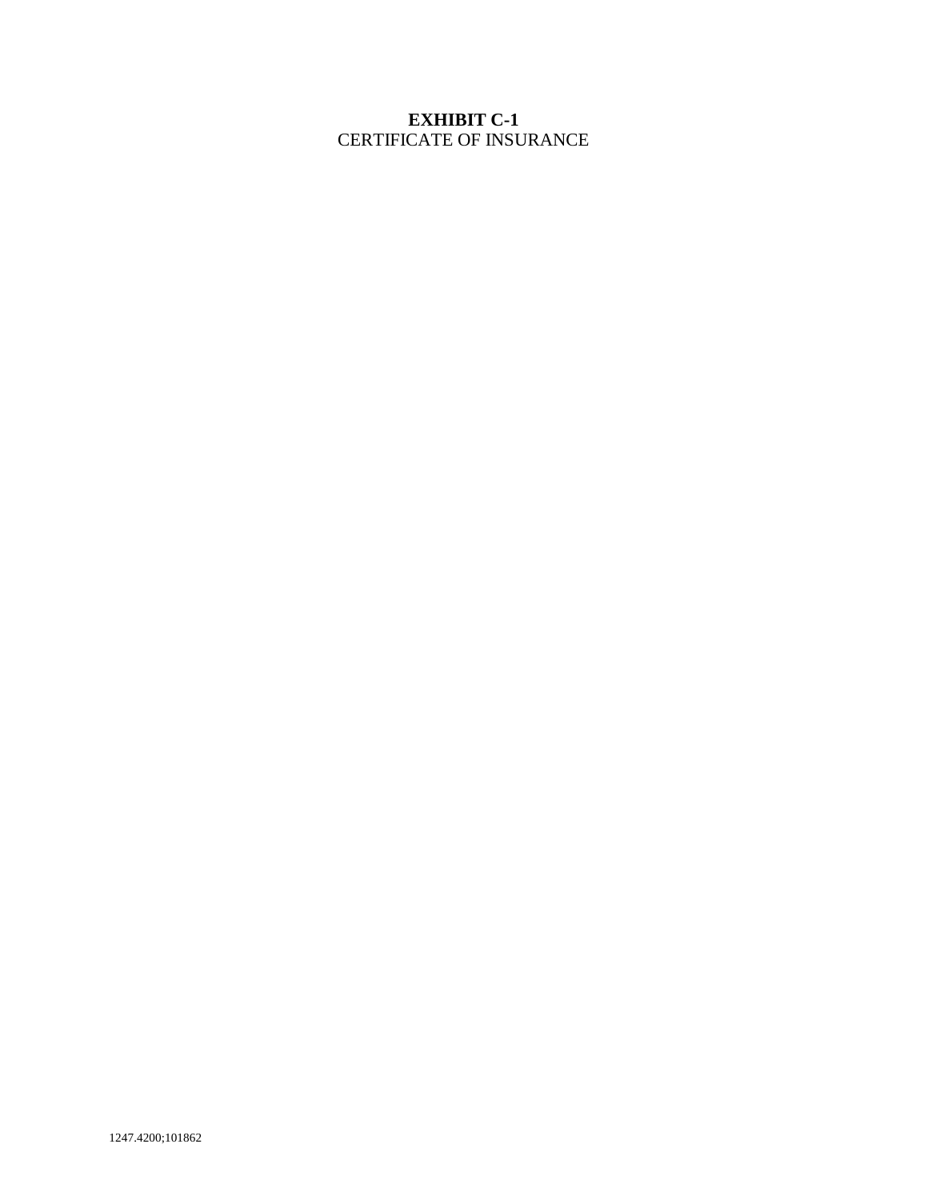**EXHIBIT C-1**

CERTIFICATE OF INSURANCE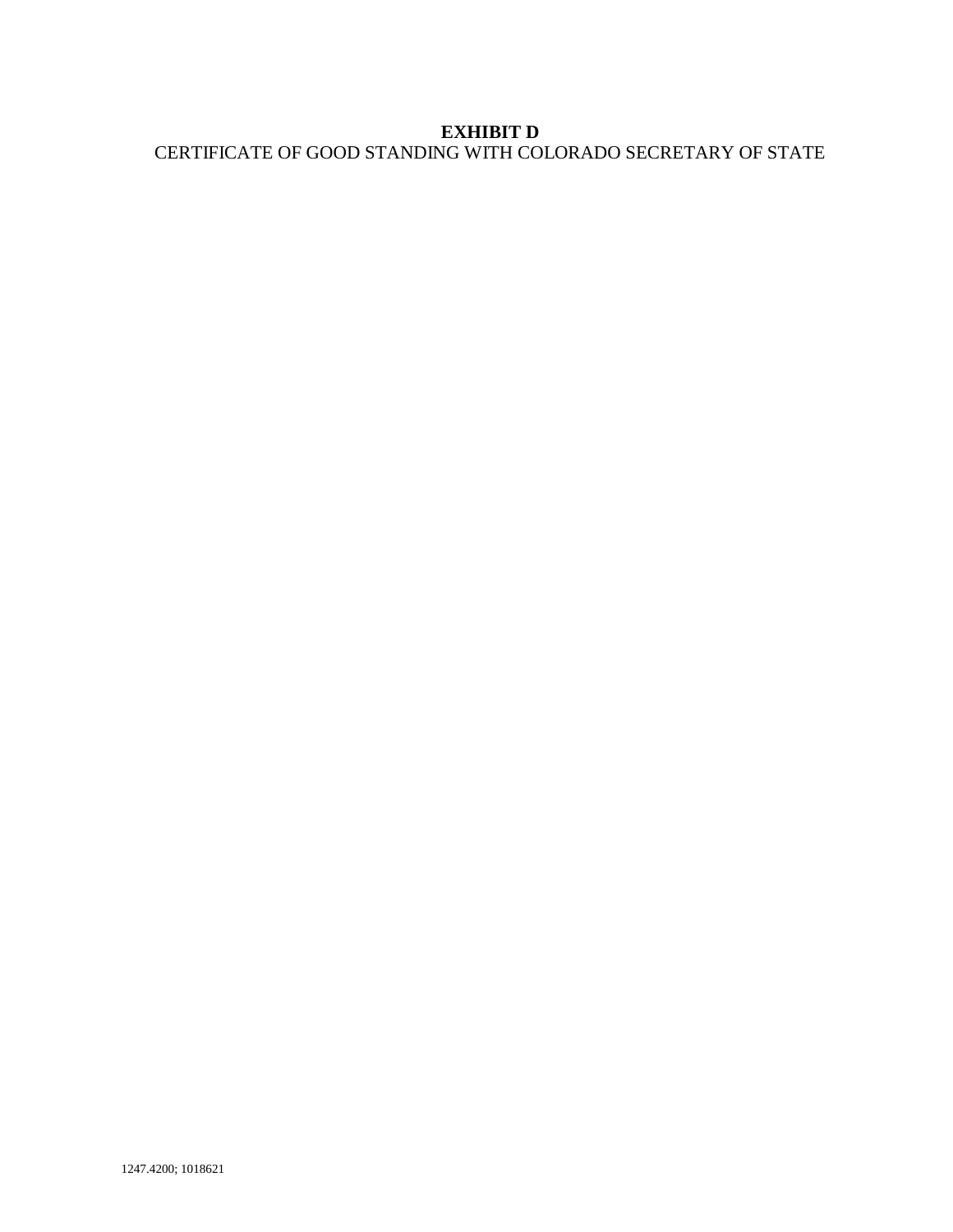**EXHIBIT D**

CERTIFICATE OF GOOD STANDING WITH COLORADO SECRETARY OF STATE

1247.4200; 1018621